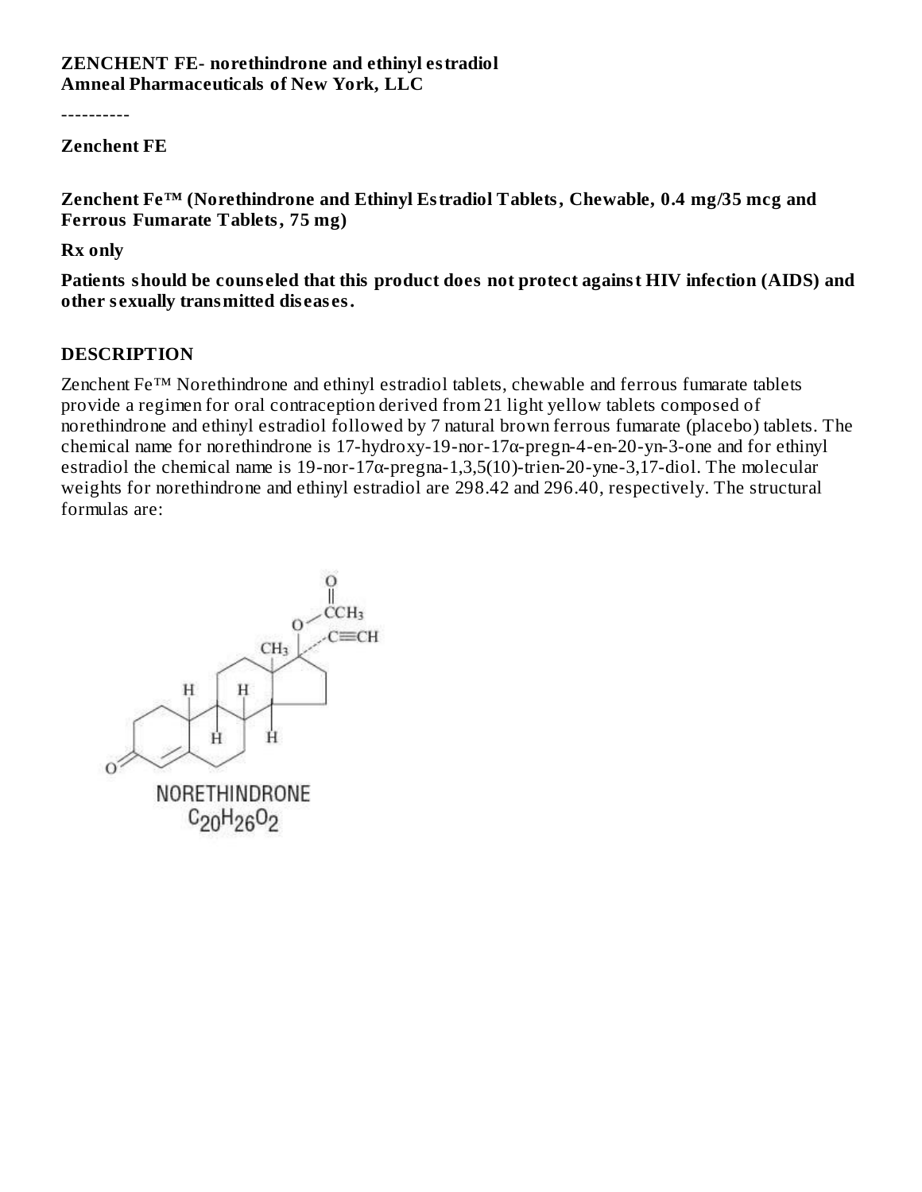**ZENCHENT FE- norethindrone and ethinyl estradiol**
**Amneal Pharmaceuticals of New York, LLC**

----------

**Zenchent FE**

**Zenchent Fe™ (Norethindrone and Ethinyl Estradiol Tablets, Chewable, 0.4 mg/35 mcg and Ferrous Fumarate Tablets, 75 mg)**

**Rx only**

**Patients should be counseled that this product does not protect against HIV infection (AIDS) and other sexually transmitted diseases.**

## DESCRIPTION

Zenchent Fe™ Norethindrone and ethinyl estradiol tablets, chewable and ferrous fumarate tablets provide a regimen for oral contraception derived from 21 light yellow tablets composed of norethindrone and ethinyl estradiol followed by 7 natural brown ferrous fumarate (placebo) tablets. The chemical name for norethindrone is 17-hydroxy-19-nor-17α-pregn-4-en-20-yn-3-one and for ethinyl estradiol the chemical name is 19-nor-17α-pregna-1,3,5(10)-trien-20-yne-3,17-diol. The molecular weights for norethindrone and ethinyl estradiol are 298.42 and 296.40, respectively. The structural formulas are:

NORETHINDRONE

$C_{20}H_{26}O_2$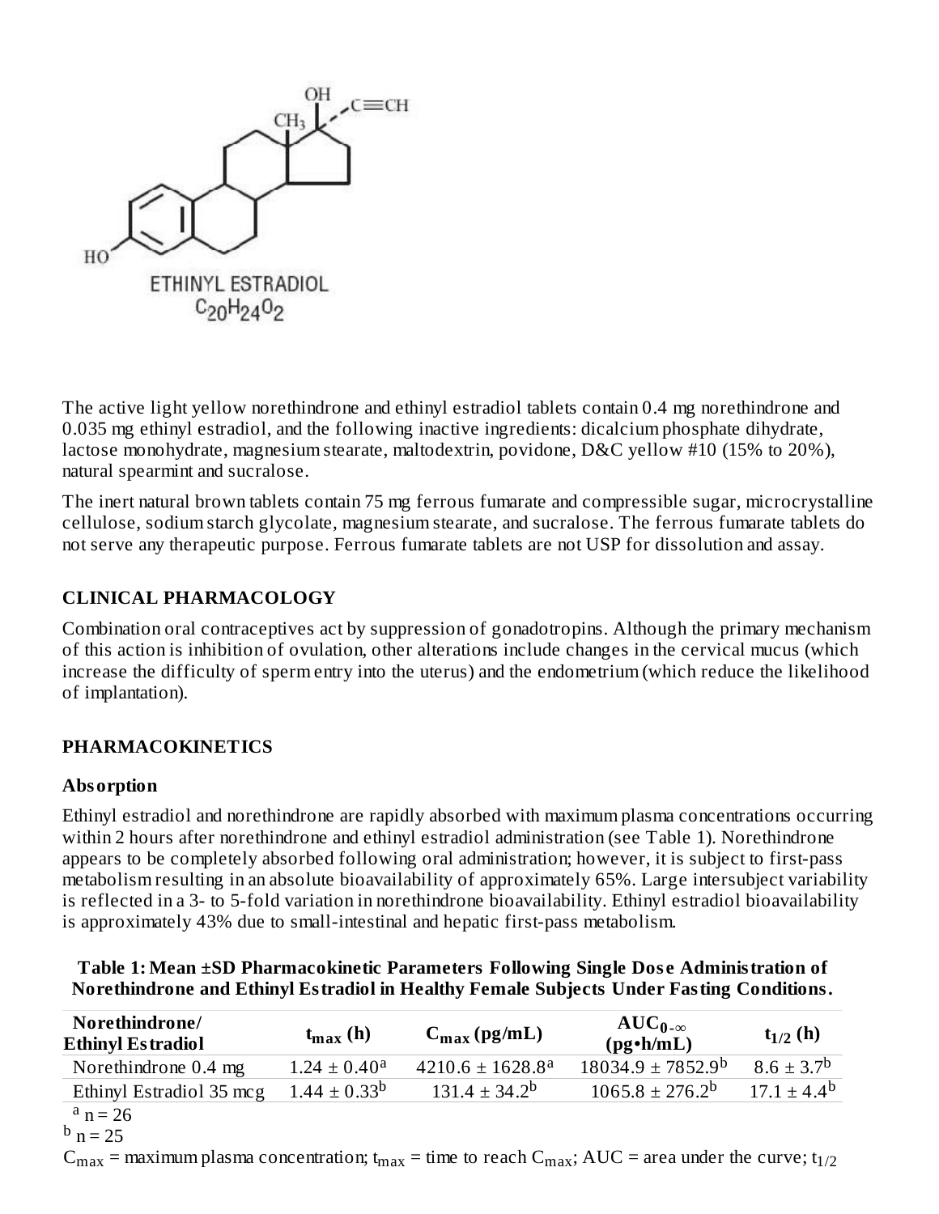ETHINYL ESTRADIOL

$C_{20}H_{24}O_2$

The active light yellow norethindrone and ethinyl estradiol tablets contain 0.4 mg norethindrone and 0.035 mg ethinyl estradiol, and the following inactive ingredients: dicalcium phosphate dihydrate, lactose monohydrate, magnesium stearate, maltodextrin, povidone, D&C yellow #10 (15% to 20%), natural spearmint and sucralose.

The inert natural brown tablets contain 75 mg ferrous fumarate and compressible sugar, microcrystalline cellulose, sodium starch glycolate, magnesium stearate, and sucralose. The ferrous fumarate tablets do not serve any therapeutic purpose. Ferrous fumarate tablets are not USP for dissolution and assay.

## CLINICAL PHARMACOLOGY

Combination oral contraceptives act by suppression of gonadotropins. Although the primary mechanism of this action is inhibition of ovulation, other alterations include changes in the cervical mucus (which increase the difficulty of sperm entry into the uterus) and the endometrium (which reduce the likelihood of implantation).

## PHARMACOKINETICS

### Absorption

Ethinyl estradiol and norethindrone are rapidly absorbed with maximum plasma concentrations occurring within 2 hours after norethindrone and ethinyl estradiol administration (see Table 1). Norethindrone appears to be completely absorbed following oral administration; however, it is subject to first-pass metabolism resulting in an absolute bioavailability of approximately 65%. Large intersubject variability is reflected in a 3- to 5-fold variation in norethindrone bioavailability. Ethinyl estradiol bioavailability is approximately 43% due to small-intestinal and hepatic first-pass metabolism.

**Table 1: Mean ±SD Pharmacokinetic Parameters Following Single Dose Administration of Norethindrone and Ethinyl Estradiol in Healthy Female Subjects Under Fasting Conditions.**

| Norethindrone/ Ethinyl Estradiol | $t_{max}$ (h) | $C_{max}$ (pg/mL) | $AUC_{0-\infty}$ (pg•h/mL) | $t_{1/2}$ (h) |
|---|---|---|---|---|
| Norethindrone 0.4 mg | 1.24 ± 0.40[a] | 4210.6 ± 1628.8[a] | 18034.9 ± 7852.9[b] | 8.6 ± 3.7[b] |
| Ethinyl Estradiol 35 mcg | 1.44 ± 0.33[b] | 131.4 ± 34.2[b] | 1065.8 ± 276.2[b] | 17.1 ± 4.4[b] |

[a] n = 26

[b] n = 25

$C_{max}$ = maximum plasma concentration; $t_{max}$ = time to reach $C_{max}$; AUC = area under the curve; $t_{1/2}$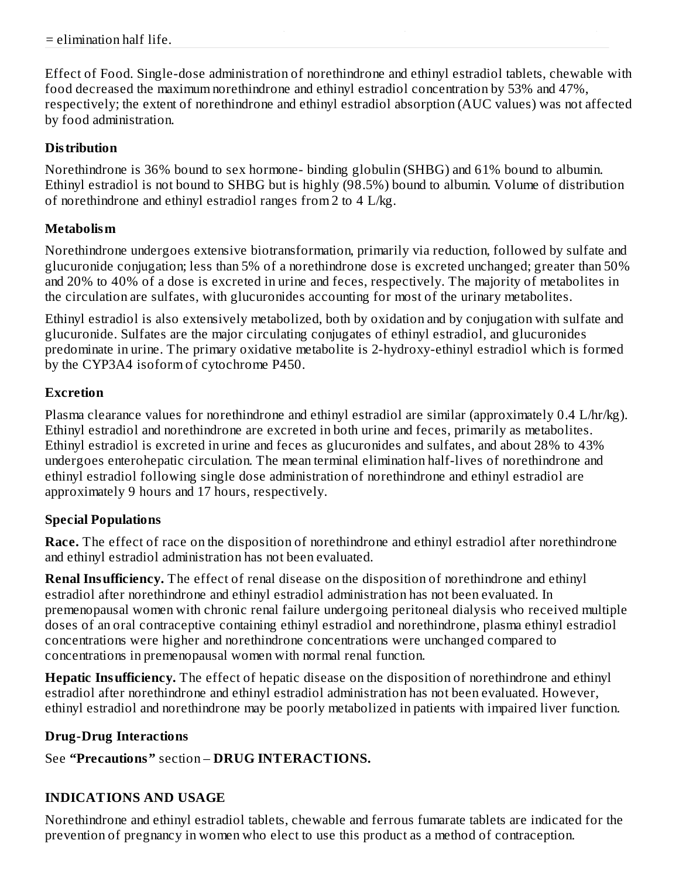= elimination half life.

Effect of Food. Single-dose administration of norethindrone and ethinyl estradiol tablets, chewable with food decreased the maximum norethindrone and ethinyl estradiol concentration by 53% and 47%, respectively; the extent of norethindrone and ethinyl estradiol absorption (AUC values) was not affected by food administration.

### Distribution

Norethindrone is 36% bound to sex hormone- binding globulin (SHBG) and 61% bound to albumin. Ethinyl estradiol is not bound to SHBG but is highly (98.5%) bound to albumin. Volume of distribution of norethindrone and ethinyl estradiol ranges from 2 to 4 L/kg.

### Metabolism

Norethindrone undergoes extensive biotransformation, primarily via reduction, followed by sulfate and glucuronide conjugation; less than 5% of a norethindrone dose is excreted unchanged; greater than 50% and 20% to 40% of a dose is excreted in urine and feces, respectively. The majority of metabolites in the circulation are sulfates, with glucuronides accounting for most of the urinary metabolites.

Ethinyl estradiol is also extensively metabolized, both by oxidation and by conjugation with sulfate and glucuronide. Sulfates are the major circulating conjugates of ethinyl estradiol, and glucuronides predominate in urine. The primary oxidative metabolite is 2-hydroxy-ethinyl estradiol which is formed by the CYP3A4 isoform of cytochrome P450.

### Excretion

Plasma clearance values for norethindrone and ethinyl estradiol are similar (approximately 0.4 L/hr/kg). Ethinyl estradiol and norethindrone are excreted in both urine and feces, primarily as metabolites. Ethinyl estradiol is excreted in urine and feces as glucuronides and sulfates, and about 28% to 43% undergoes enterohepatic circulation. The mean terminal elimination half-lives of norethindrone and ethinyl estradiol following single dose administration of norethindrone and ethinyl estradiol are approximately 9 hours and 17 hours, respectively.

### Special Populations

**Race.** The effect of race on the disposition of norethindrone and ethinyl estradiol after norethindrone and ethinyl estradiol administration has not been evaluated.

**Renal Insufficiency.** The effect of renal disease on the disposition of norethindrone and ethinyl estradiol after norethindrone and ethinyl estradiol administration has not been evaluated. In premenopausal women with chronic renal failure undergoing peritoneal dialysis who received multiple doses of an oral contraceptive containing ethinyl estradiol and norethindrone, plasma ethinyl estradiol concentrations were higher and norethindrone concentrations were unchanged compared to concentrations in premenopausal women with normal renal function.

**Hepatic Insufficiency.** The effect of hepatic disease on the disposition of norethindrone and ethinyl estradiol after norethindrone and ethinyl estradiol administration has not been evaluated. However, ethinyl estradiol and norethindrone may be poorly metabolized in patients with impaired liver function.

### Drug-Drug Interactions

See **"Precautions"** section – **DRUG INTERACTIONS.**

## INDICATIONS AND USAGE

Norethindrone and ethinyl estradiol tablets, chewable and ferrous fumarate tablets are indicated for the prevention of pregnancy in women who elect to use this product as a method of contraception.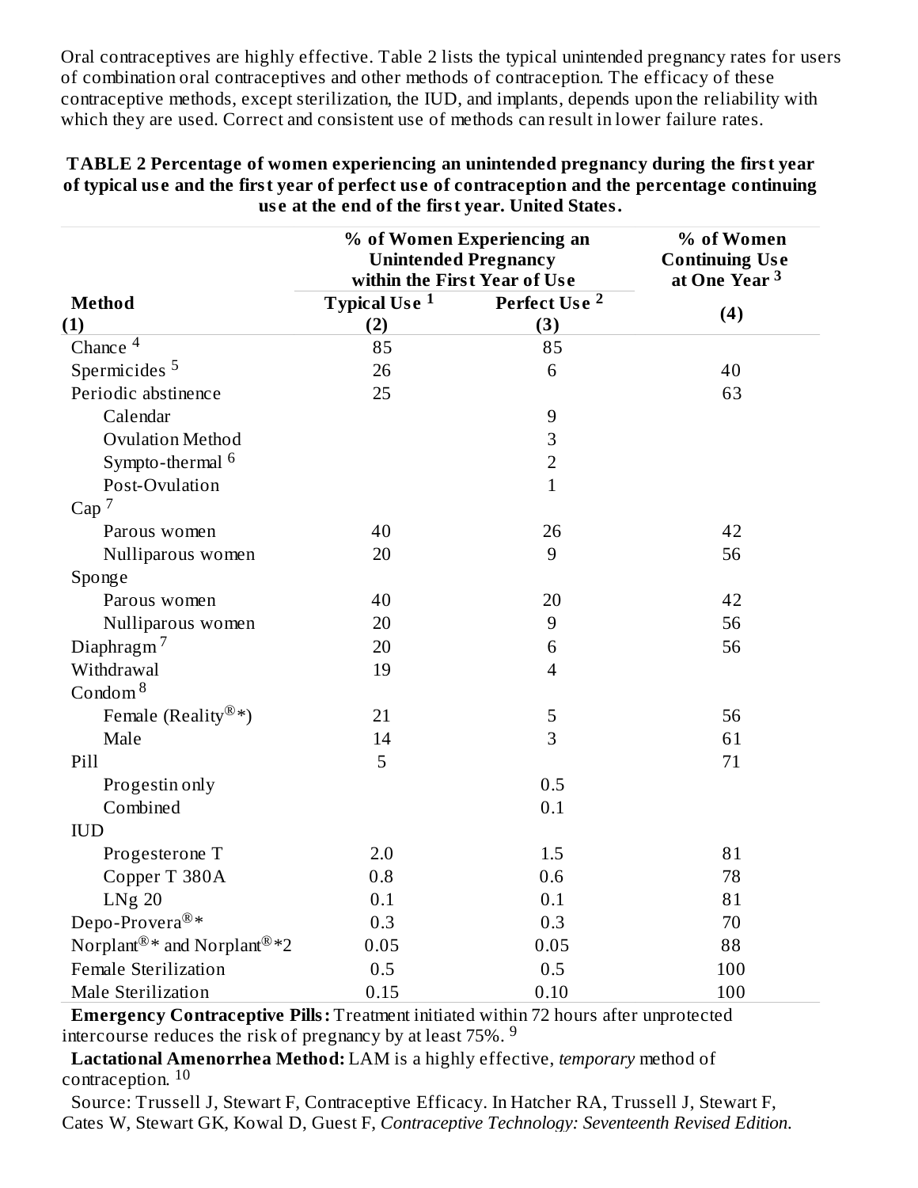Oral contraceptives are highly effective. Table 2 lists the typical unintended pregnancy rates for users of combination oral contraceptives and other methods of contraception. The efficacy of these contraceptive methods, except sterilization, the IUD, and implants, depends upon the reliability with which they are used. Correct and consistent use of methods can result in lower failure rates.

**TABLE 2 Percentage of women experiencing an unintended pregnancy during the first year of typical use and the first year of perfect use of contraception and the percentage continuing use at the end of the first year. United States.**

| | % of Women Experiencing an Unintended Pregnancy within the First Year of Use | | % of Women Continuing Use at One Year [3] |
|---|---|---|---|
| **Method (1)** | **Typical Use [1] (2)** | **Perfect Use [2] (3)** | **(4)** |
| Chance [4] | 85 | 85 | |
| Spermicides [5] | 26 | 6 | 40 |
| Periodic abstinence | 25 | | 63 |
| Calendar | | 9 | |
| Ovulation Method | | 3 | |
| Sympto-thermal [6] | | 2 | |
| Post-Ovulation | | 1 | |
| Cap [7] | | | |
| Parous women | 40 | 26 | 42 |
| Nulliparous women | 20 | 9 | 56 |
| Sponge | | | |
| Parous women | 40 | 20 | 42 |
| Nulliparous women | 20 | 9 | 56 |
| Diaphragm [7] | 20 | 6 | 56 |
| Withdrawal | 19 | 4 | |
| Condom [8] | | | |
| Female (Reality®*) | 21 | 5 | 56 |
| Male | 14 | 3 | 61 |
| Pill | 5 | | 71 |
| Progestin only | | 0.5 | |
| Combined | | 0.1 | |
| IUD | | | |
| Progesterone T | 2.0 | 1.5 | 81 |
| Copper T 380A | 0.8 | 0.6 | 78 |
| LNg 20 | 0.1 | 0.1 | 81 |
| Depo-Provera®* | 0.3 | 0.3 | 70 |
| Norplant®* and Norplant®*2 | 0.05 | 0.05 | 88 |
| Female Sterilization | 0.5 | 0.5 | 100 |
| Male Sterilization | 0.15 | 0.10 | 100 |

**Emergency Contraceptive Pills:** Treatment initiated within 72 hours after unprotected intercourse reduces the risk of pregnancy by at least 75%. [9]

**Lactational Amenorrhea Method:** LAM is a highly effective, *temporary* method of contraception. [10]

Source: Trussell J, Stewart F, Contraceptive Efficacy. In Hatcher RA, Trussell J, Stewart F, Cates W, Stewart GK, Kowal D, Guest F, *Contraceptive Technology: Seventeenth Revised Edition.*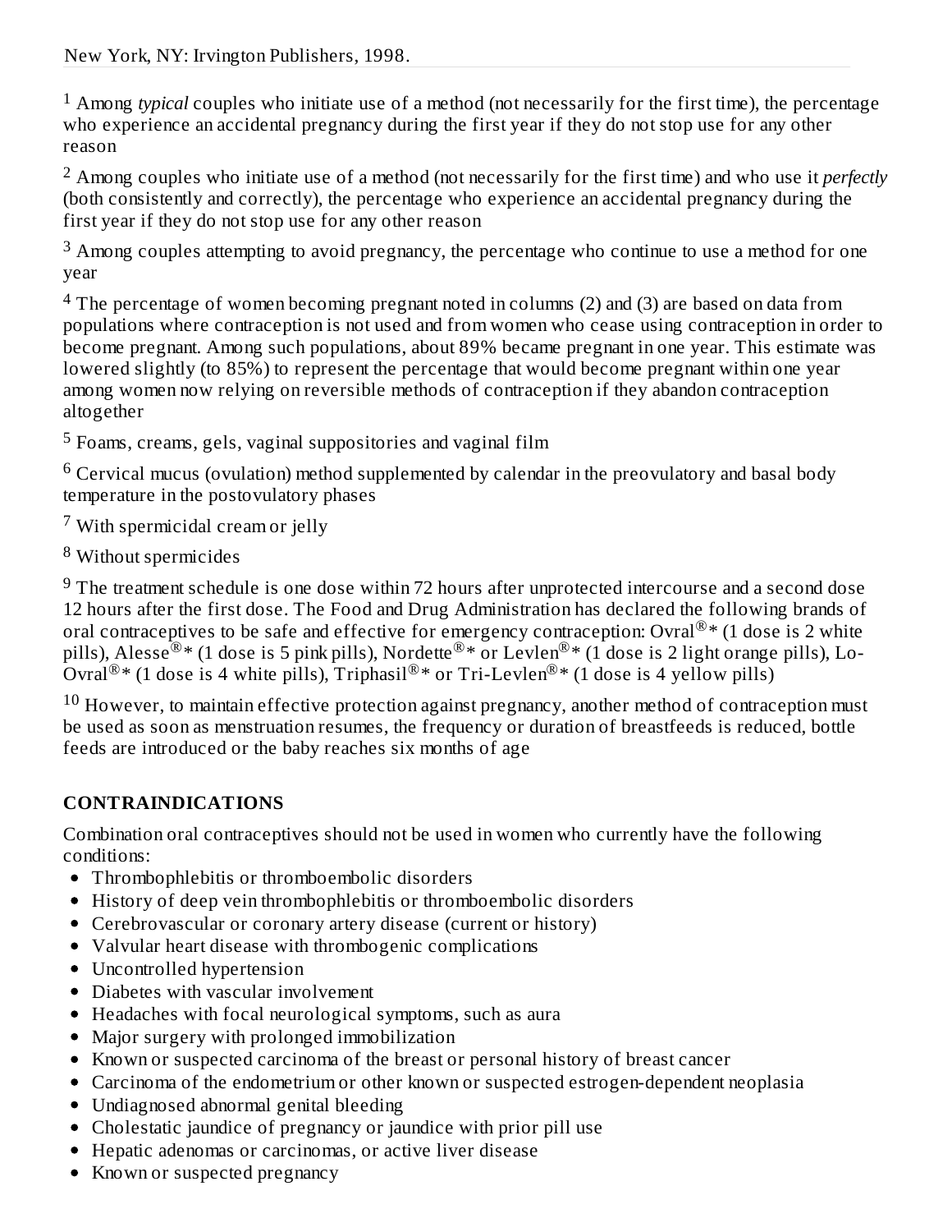New York, NY: Irvington Publishers, 1998.

[1] Among *typical* couples who initiate use of a method (not necessarily for the first time), the percentage who experience an accidental pregnancy during the first year if they do not stop use for any other reason

[2] Among couples who initiate use of a method (not necessarily for the first time) and who use it *perfectly* (both consistently and correctly), the percentage who experience an accidental pregnancy during the first year if they do not stop use for any other reason

[3] Among couples attempting to avoid pregnancy, the percentage who continue to use a method for one year

[4] The percentage of women becoming pregnant noted in columns (2) and (3) are based on data from populations where contraception is not used and from women who cease using contraception in order to become pregnant. Among such populations, about 89% became pregnant in one year. This estimate was lowered slightly (to 85%) to represent the percentage that would become pregnant within one year among women now relying on reversible methods of contraception if they abandon contraception altogether

[5] Foams, creams, gels, vaginal suppositories and vaginal film

[6] Cervical mucus (ovulation) method supplemented by calendar in the preovulatory and basal body temperature in the postovulatory phases

[7] With spermicidal cream or jelly

[8] Without spermicides

[9] The treatment schedule is one dose within 72 hours after unprotected intercourse and a second dose 12 hours after the first dose. The Food and Drug Administration has declared the following brands of oral contraceptives to be safe and effective for emergency contraception: Ovral®* (1 dose is 2 white pills), Alesse®* (1 dose is 5 pink pills), Nordette®* or Levlen®* (1 dose is 2 light orange pills), Lo-Ovral®* (1 dose is 4 white pills), Triphasil®* or Tri-Levlen®* (1 dose is 4 yellow pills)

[10] However, to maintain effective protection against pregnancy, another method of contraception must be used as soon as menstruation resumes, the frequency or duration of breastfeeds is reduced, bottle feeds are introduced or the baby reaches six months of age

## CONTRAINDICATIONS

Combination oral contraceptives should not be used in women who currently have the following conditions:

- Thrombophlebitis or thromboembolic disorders
- History of deep vein thrombophlebitis or thromboembolic disorders
- Cerebrovascular or coronary artery disease (current or history)
- Valvular heart disease with thrombogenic complications
- Uncontrolled hypertension
- Diabetes with vascular involvement
- Headaches with focal neurological symptoms, such as aura
- Major surgery with prolonged immobilization
- Known or suspected carcinoma of the breast or personal history of breast cancer
- Carcinoma of the endometrium or other known or suspected estrogen-dependent neoplasia
- Undiagnosed abnormal genital bleeding
- Cholestatic jaundice of pregnancy or jaundice with prior pill use
- Hepatic adenomas or carcinomas, or active liver disease
- Known or suspected pregnancy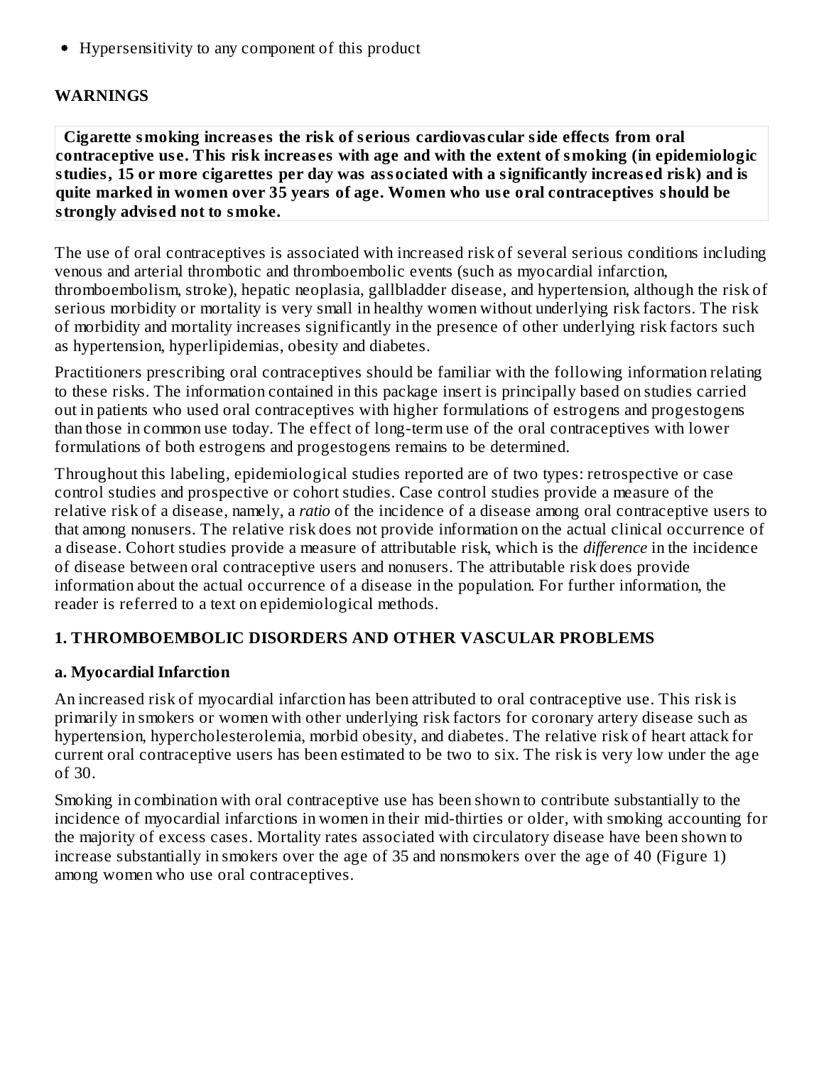- Hypersensitivity to any component of this product

## WARNINGS

**Cigarette smoking increases the risk of serious cardiovascular side effects from oral contraceptive use. This risk increases with age and with the extent of smoking (in epidemiologic studies, 15 or more cigarettes per day was associated with a significantly increased risk) and is quite marked in women over 35 years of age. Women who use oral contraceptives should be strongly advised not to smoke.**

The use of oral contraceptives is associated with increased risk of several serious conditions including venous and arterial thrombotic and thromboembolic events (such as myocardial infarction, thromboembolism, stroke), hepatic neoplasia, gallbladder disease, and hypertension, although the risk of serious morbidity or mortality is very small in healthy women without underlying risk factors. The risk of morbidity and mortality increases significantly in the presence of other underlying risk factors such as hypertension, hyperlipidemias, obesity and diabetes.

Practitioners prescribing oral contraceptives should be familiar with the following information relating to these risks. The information contained in this package insert is principally based on studies carried out in patients who used oral contraceptives with higher formulations of estrogens and progestogens than those in common use today. The effect of long-term use of the oral contraceptives with lower formulations of both estrogens and progestogens remains to be determined.

Throughout this labeling, epidemiological studies reported are of two types: retrospective or case control studies and prospective or cohort studies. Case control studies provide a measure of the relative risk of a disease, namely, a *ratio* of the incidence of a disease among oral contraceptive users to that among nonusers. The relative risk does not provide information on the actual clinical occurrence of a disease. Cohort studies provide a measure of attributable risk, which is the *difference* in the incidence of disease between oral contraceptive users and nonusers. The attributable risk does provide information about the actual occurrence of a disease in the population. For further information, the reader is referred to a text on epidemiological methods.

### 1. THROMBOEMBOLIC DISORDERS AND OTHER VASCULAR PROBLEMS

#### a. Myocardial Infarction

An increased risk of myocardial infarction has been attributed to oral contraceptive use. This risk is primarily in smokers or women with other underlying risk factors for coronary artery disease such as hypertension, hypercholesterolemia, morbid obesity, and diabetes. The relative risk of heart attack for current oral contraceptive users has been estimated to be two to six. The risk is very low under the age of 30.

Smoking in combination with oral contraceptive use has been shown to contribute substantially to the incidence of myocardial infarctions in women in their mid-thirties or older, with smoking accounting for the majority of excess cases. Mortality rates associated with circulatory disease have been shown to increase substantially in smokers over the age of 35 and nonsmokers over the age of 40 (Figure 1) among women who use oral contraceptives.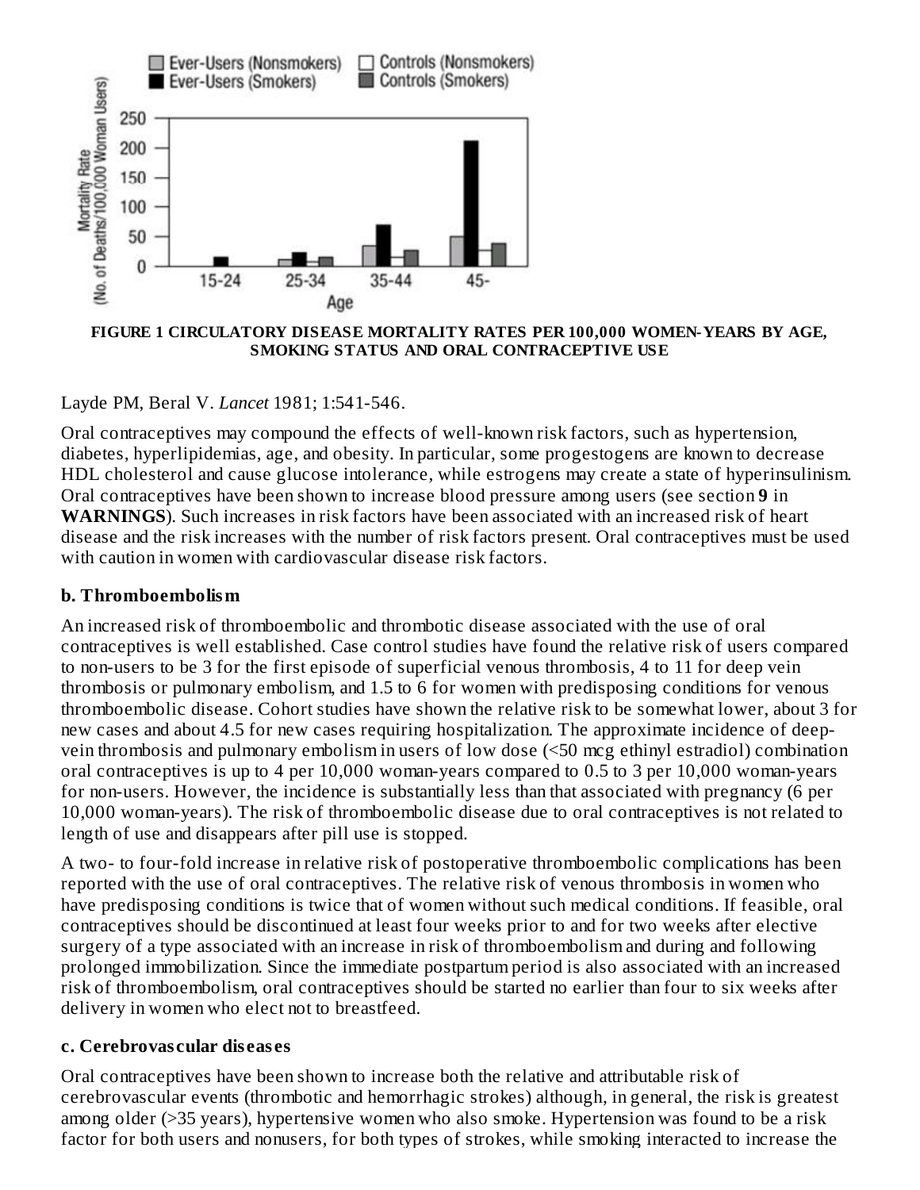**FIGURE 1 CIRCULATORY DISEASE MORTALITY RATES PER 100,000 WOMEN-YEARS BY AGE, SMOKING STATUS AND ORAL CONTRACEPTIVE USE**

Layde PM, Beral V. *Lancet* 1981; 1:541-546.

Oral contraceptives may compound the effects of well-known risk factors, such as hypertension, diabetes, hyperlipidemias, age, and obesity. In particular, some progestogens are known to decrease HDL cholesterol and cause glucose intolerance, while estrogens may create a state of hyperinsulinism. Oral contraceptives have been shown to increase blood pressure among users (see section **9** in **WARNINGS**). Such increases in risk factors have been associated with an increased risk of heart disease and the risk increases with the number of risk factors present. Oral contraceptives must be used with caution in women with cardiovascular disease risk factors.

### b. Thromboembolism

An increased risk of thromboembolic and thrombotic disease associated with the use of oral contraceptives is well established. Case control studies have found the relative risk of users compared to non-users to be 3 for the first episode of superficial venous thrombosis, 4 to 11 for deep vein thrombosis or pulmonary embolism, and 1.5 to 6 for women with predisposing conditions for venous thromboembolic disease. Cohort studies have shown the relative risk to be somewhat lower, about 3 for new cases and about 4.5 for new cases requiring hospitalization. The approximate incidence of deep-vein thrombosis and pulmonary embolism in users of low dose (<50 mcg ethinyl estradiol) combination oral contraceptives is up to 4 per 10,000 woman-years compared to 0.5 to 3 per 10,000 woman-years for non-users. However, the incidence is substantially less than that associated with pregnancy (6 per 10,000 woman-years). The risk of thromboembolic disease due to oral contraceptives is not related to length of use and disappears after pill use is stopped.

A two- to four-fold increase in relative risk of postoperative thromboembolic complications has been reported with the use of oral contraceptives. The relative risk of venous thrombosis in women who have predisposing conditions is twice that of women without such medical conditions. If feasible, oral contraceptives should be discontinued at least four weeks prior to and for two weeks after elective surgery of a type associated with an increase in risk of thromboembolism and during and following prolonged immobilization. Since the immediate postpartum period is also associated with an increased risk of thromboembolism, oral contraceptives should be started no earlier than four to six weeks after delivery in women who elect not to breastfeed.

### c. Cerebrovascular diseases

Oral contraceptives have been shown to increase both the relative and attributable risk of cerebrovascular events (thrombotic and hemorrhagic strokes) although, in general, the risk is greatest among older (>35 years), hypertensive women who also smoke. Hypertension was found to be a risk factor for both users and nonusers, for both types of strokes, while smoking interacted to increase the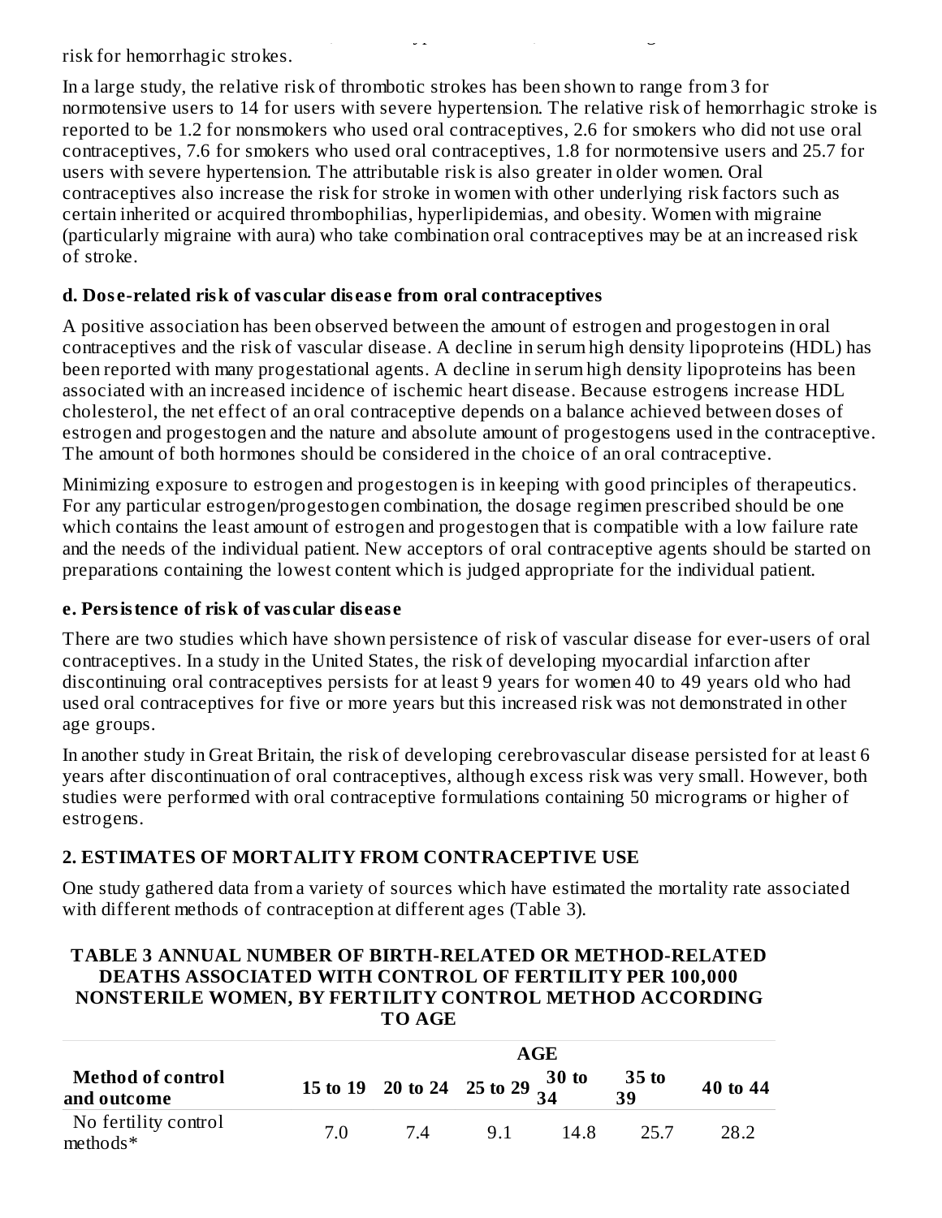risk for hemorrhagic strokes.

In a large study, the relative risk of thrombotic strokes has been shown to range from 3 for normotensive users to 14 for users with severe hypertension. The relative risk of hemorrhagic stroke is reported to be 1.2 for nonsmokers who used oral contraceptives, 2.6 for smokers who did not use oral contraceptives, 7.6 for smokers who used oral contraceptives, 1.8 for normotensive users and 25.7 for users with severe hypertension. The attributable risk is also greater in older women. Oral contraceptives also increase the risk for stroke in women with other underlying risk factors such as certain inherited or acquired thrombophilias, hyperlipidemias, and obesity. Women with migraine (particularly migraine with aura) who take combination oral contraceptives may be at an increased risk of stroke.

**d. Dose-related risk of vascular disease from oral contraceptives**

A positive association has been observed between the amount of estrogen and progestogen in oral contraceptives and the risk of vascular disease. A decline in serum high density lipoproteins (HDL) has been reported with many progestational agents. A decline in serum high density lipoproteins has been associated with an increased incidence of ischemic heart disease. Because estrogens increase HDL cholesterol, the net effect of an oral contraceptive depends on a balance achieved between doses of estrogen and progestogen and the nature and absolute amount of progestogens used in the contraceptive. The amount of both hormones should be considered in the choice of an oral contraceptive.

Minimizing exposure to estrogen and progestogen is in keeping with good principles of therapeutics. For any particular estrogen/progestogen combination, the dosage regimen prescribed should be one which contains the least amount of estrogen and progestogen that is compatible with a low failure rate and the needs of the individual patient. New acceptors of oral contraceptive agents should be started on preparations containing the lowest content which is judged appropriate for the individual patient.

**e. Persistence of risk of vascular disease**

There are two studies which have shown persistence of risk of vascular disease for ever-users of oral contraceptives. In a study in the United States, the risk of developing myocardial infarction after discontinuing oral contraceptives persists for at least 9 years for women 40 to 49 years old who had used oral contraceptives for five or more years but this increased risk was not demonstrated in other age groups.

In another study in Great Britain, the risk of developing cerebrovascular disease persisted for at least 6 years after discontinuation of oral contraceptives, although excess risk was very small. However, both studies were performed with oral contraceptive formulations containing 50 micrograms or higher of estrogens.

## 2. ESTIMATES OF MORTALITY FROM CONTRACEPTIVE USE

One study gathered data from a variety of sources which have estimated the mortality rate associated with different methods of contraception at different ages (Table 3).

**TABLE 3 ANNUAL NUMBER OF BIRTH-RELATED OR METHOD-RELATED DEATHS ASSOCIATED WITH CONTROL OF FERTILITY PER 100,000 NONSTERILE WOMEN, BY FERTILITY CONTROL METHOD ACCORDING TO AGE**

| | AGE | | | | | |
|---|---|---|---|---|---|---|
| **Method of control and outcome** | **15 to 19** | **20 to 24** | **25 to 29** | **30 to 34** | **35 to 39** | **40 to 44** |
| No fertility control methods* | 7.0 | 7.4 | 9.1 | 14.8 | 25.7 | 28.2 |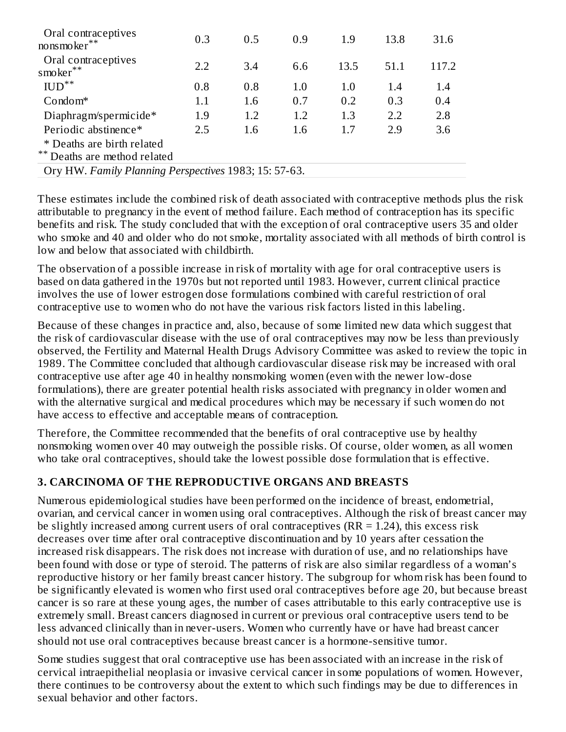| | | | | | | |
|---|---|---|---|---|---|---|
| Oral contraceptives nonsmoker** | 0.3 | 0.5 | 0.9 | 1.9 | 13.8 | 31.6 |
| Oral contraceptives smoker** | 2.2 | 3.4 | 6.6 | 13.5 | 51.1 | 117.2 |
| IUD** | 0.8 | 0.8 | 1.0 | 1.0 | 1.4 | 1.4 |
| Condom* | 1.1 | 1.6 | 0.7 | 0.2 | 0.3 | 0.4 |
| Diaphragm/spermicide* | 1.9 | 1.2 | 1.2 | 1.3 | 2.2 | 2.8 |
| Periodic abstinence* | 2.5 | 1.6 | 1.6 | 1.7 | 2.9 | 3.6 |

\* Deaths are birth related

** Deaths are method related

Ory HW. *Family Planning Perspectives* 1983; 15: 57-63.

These estimates include the combined risk of death associated with contraceptive methods plus the risk attributable to pregnancy in the event of method failure. Each method of contraception has its specific benefits and risk. The study concluded that with the exception of oral contraceptive users 35 and older who smoke and 40 and older who do not smoke, mortality associated with all methods of birth control is low and below that associated with childbirth.

The observation of a possible increase in risk of mortality with age for oral contraceptive users is based on data gathered in the 1970s but not reported until 1983. However, current clinical practice involves the use of lower estrogen dose formulations combined with careful restriction of oral contraceptive use to women who do not have the various risk factors listed in this labeling.

Because of these changes in practice and, also, because of some limited new data which suggest that the risk of cardiovascular disease with the use of oral contraceptives may now be less than previously observed, the Fertility and Maternal Health Drugs Advisory Committee was asked to review the topic in 1989. The Committee concluded that although cardiovascular disease risk may be increased with oral contraceptive use after age 40 in healthy nonsmoking women (even with the newer low-dose formulations), there are greater potential health risks associated with pregnancy in older women and with the alternative surgical and medical procedures which may be necessary if such women do not have access to effective and acceptable means of contraception.

Therefore, the Committee recommended that the benefits of oral contraceptive use by healthy nonsmoking women over 40 may outweigh the possible risks. Of course, older women, as all women who take oral contraceptives, should take the lowest possible dose formulation that is effective.

### 3. CARCINOMA OF THE REPRODUCTIVE ORGANS AND BREASTS

Numerous epidemiological studies have been performed on the incidence of breast, endometrial, ovarian, and cervical cancer in women using oral contraceptives. Although the risk of breast cancer may be slightly increased among current users of oral contraceptives (RR = 1.24), this excess risk decreases over time after oral contraceptive discontinuation and by 10 years after cessation the increased risk disappears. The risk does not increase with duration of use, and no relationships have been found with dose or type of steroid. The patterns of risk are also similar regardless of a woman's reproductive history or her family breast cancer history. The subgroup for whom risk has been found to be significantly elevated is women who first used oral contraceptives before age 20, but because breast cancer is so rare at these young ages, the number of cases attributable to this early contraceptive use is extremely small. Breast cancers diagnosed in current or previous oral contraceptive users tend to be less advanced clinically than in never-users. Women who currently have or have had breast cancer should not use oral contraceptives because breast cancer is a hormone-sensitive tumor.

Some studies suggest that oral contraceptive use has been associated with an increase in the risk of cervical intraepithelial neoplasia or invasive cervical cancer in some populations of women. However, there continues to be controversy about the extent to which such findings may be due to differences in sexual behavior and other factors.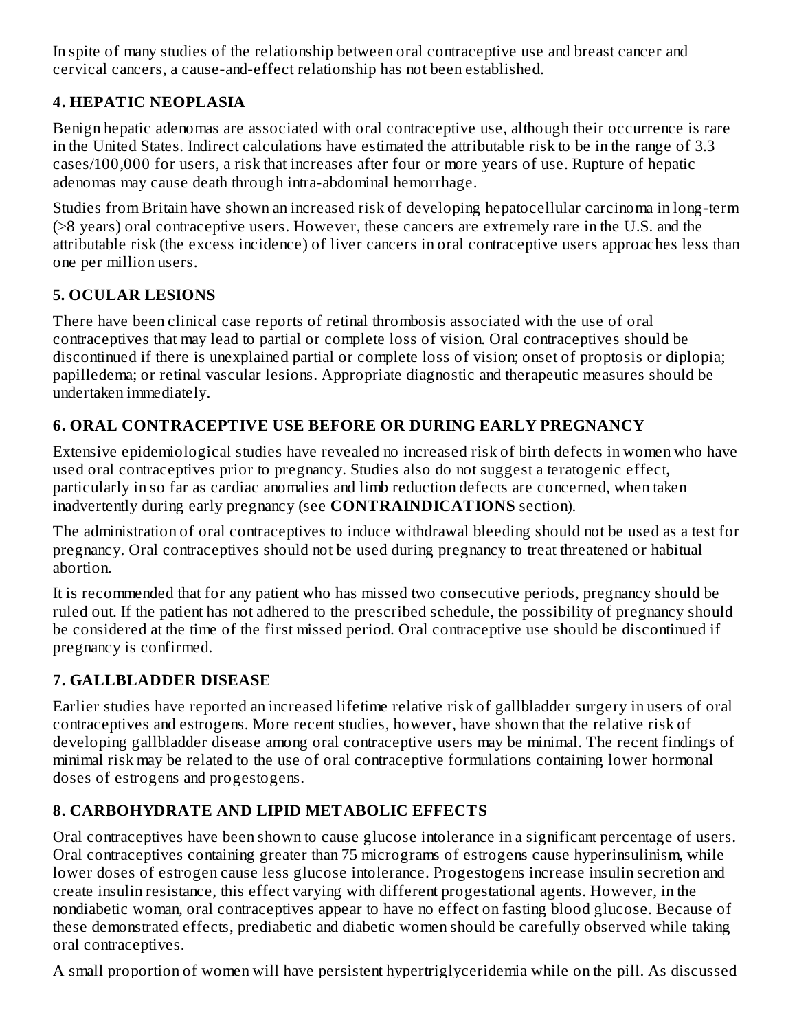In spite of many studies of the relationship between oral contraceptive use and breast cancer and cervical cancers, a cause-and-effect relationship has not been established.

### 4. HEPATIC NEOPLASIA

Benign hepatic adenomas are associated with oral contraceptive use, although their occurrence is rare in the United States. Indirect calculations have estimated the attributable risk to be in the range of 3.3 cases/100,000 for users, a risk that increases after four or more years of use. Rupture of hepatic adenomas may cause death through intra-abdominal hemorrhage.

Studies from Britain have shown an increased risk of developing hepatocellular carcinoma in long-term (>8 years) oral contraceptive users. However, these cancers are extremely rare in the U.S. and the attributable risk (the excess incidence) of liver cancers in oral contraceptive users approaches less than one per million users.

### 5. OCULAR LESIONS

There have been clinical case reports of retinal thrombosis associated with the use of oral contraceptives that may lead to partial or complete loss of vision. Oral contraceptives should be discontinued if there is unexplained partial or complete loss of vision; onset of proptosis or diplopia; papilledema; or retinal vascular lesions. Appropriate diagnostic and therapeutic measures should be undertaken immediately.

### 6. ORAL CONTRACEPTIVE USE BEFORE OR DURING EARLY PREGNANCY

Extensive epidemiological studies have revealed no increased risk of birth defects in women who have used oral contraceptives prior to pregnancy. Studies also do not suggest a teratogenic effect, particularly in so far as cardiac anomalies and limb reduction defects are concerned, when taken inadvertently during early pregnancy (see **CONTRAINDICATIONS** section).

The administration of oral contraceptives to induce withdrawal bleeding should not be used as a test for pregnancy. Oral contraceptives should not be used during pregnancy to treat threatened or habitual abortion.

It is recommended that for any patient who has missed two consecutive periods, pregnancy should be ruled out. If the patient has not adhered to the prescribed schedule, the possibility of pregnancy should be considered at the time of the first missed period. Oral contraceptive use should be discontinued if pregnancy is confirmed.

### 7. GALLBLADDER DISEASE

Earlier studies have reported an increased lifetime relative risk of gallbladder surgery in users of oral contraceptives and estrogens. More recent studies, however, have shown that the relative risk of developing gallbladder disease among oral contraceptive users may be minimal. The recent findings of minimal risk may be related to the use of oral contraceptive formulations containing lower hormonal doses of estrogens and progestogens.

### 8. CARBOHYDRATE AND LIPID METABOLIC EFFECTS

Oral contraceptives have been shown to cause glucose intolerance in a significant percentage of users. Oral contraceptives containing greater than 75 micrograms of estrogens cause hyperinsulinism, while lower doses of estrogen cause less glucose intolerance. Progestogens increase insulin secretion and create insulin resistance, this effect varying with different progestational agents. However, in the nondiabetic woman, oral contraceptives appear to have no effect on fasting blood glucose. Because of these demonstrated effects, prediabetic and diabetic women should be carefully observed while taking oral contraceptives.

A small proportion of women will have persistent hypertriglyceridemia while on the pill. As discussed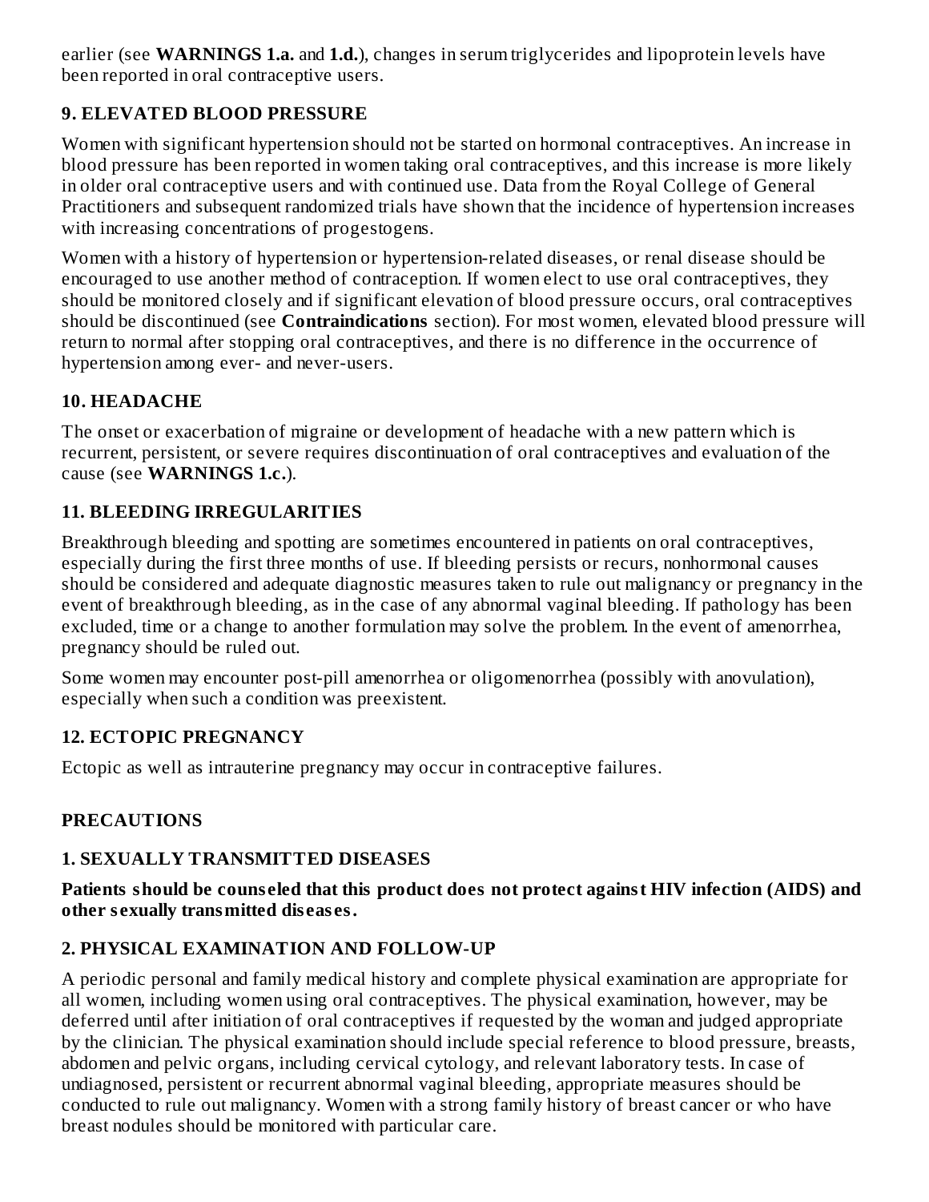earlier (see **WARNINGS 1.a.** and **1.d.**), changes in serum triglycerides and lipoprotein levels have been reported in oral contraceptive users.

### 9. ELEVATED BLOOD PRESSURE

Women with significant hypertension should not be started on hormonal contraceptives. An increase in blood pressure has been reported in women taking oral contraceptives, and this increase is more likely in older oral contraceptive users and with continued use. Data from the Royal College of General Practitioners and subsequent randomized trials have shown that the incidence of hypertension increases with increasing concentrations of progestogens.

Women with a history of hypertension or hypertension-related diseases, or renal disease should be encouraged to use another method of contraception. If women elect to use oral contraceptives, they should be monitored closely and if significant elevation of blood pressure occurs, oral contraceptives should be discontinued (see **Contraindications** section). For most women, elevated blood pressure will return to normal after stopping oral contraceptives, and there is no difference in the occurrence of hypertension among ever- and never-users.

### 10. HEADACHE

The onset or exacerbation of migraine or development of headache with a new pattern which is recurrent, persistent, or severe requires discontinuation of oral contraceptives and evaluation of the cause (see **WARNINGS 1.c.**).

### 11. BLEEDING IRREGULARITIES

Breakthrough bleeding and spotting are sometimes encountered in patients on oral contraceptives, especially during the first three months of use. If bleeding persists or recurs, nonhormonal causes should be considered and adequate diagnostic measures taken to rule out malignancy or pregnancy in the event of breakthrough bleeding, as in the case of any abnormal vaginal bleeding. If pathology has been excluded, time or a change to another formulation may solve the problem. In the event of amenorrhea, pregnancy should be ruled out.

Some women may encounter post-pill amenorrhea or oligomenorrhea (possibly with anovulation), especially when such a condition was preexistent.

### 12. ECTOPIC PREGNANCY

Ectopic as well as intrauterine pregnancy may occur in contraceptive failures.

## PRECAUTIONS

### 1. SEXUALLY TRANSMITTED DISEASES

**Patients should be counseled that this product does not protect against HIV infection (AIDS) and other sexually transmitted diseases.**

### 2. PHYSICAL EXAMINATION AND FOLLOW-UP

A periodic personal and family medical history and complete physical examination are appropriate for all women, including women using oral contraceptives. The physical examination, however, may be deferred until after initiation of oral contraceptives if requested by the woman and judged appropriate by the clinician. The physical examination should include special reference to blood pressure, breasts, abdomen and pelvic organs, including cervical cytology, and relevant laboratory tests. In case of undiagnosed, persistent or recurrent abnormal vaginal bleeding, appropriate measures should be conducted to rule out malignancy. Women with a strong family history of breast cancer or who have breast nodules should be monitored with particular care.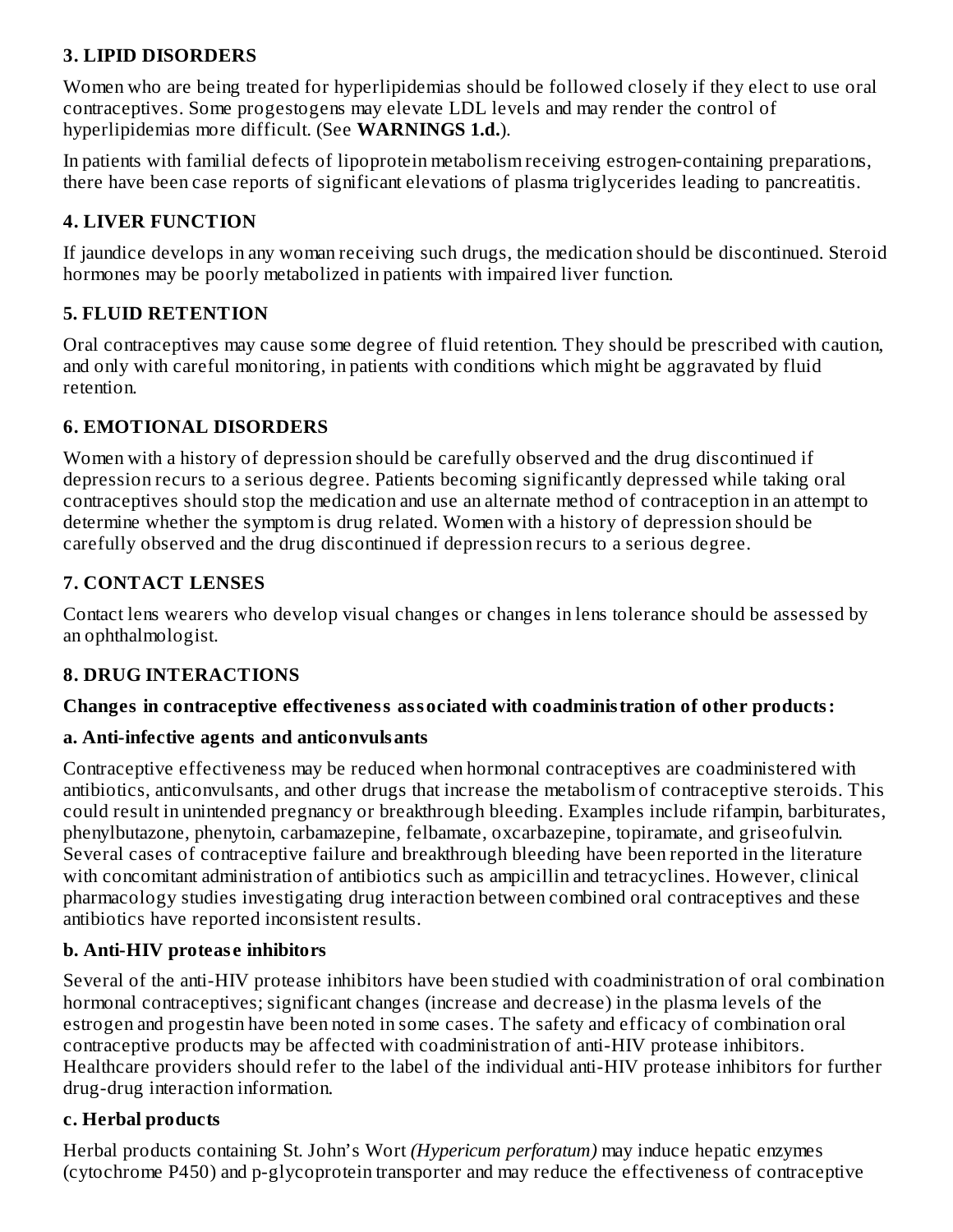### 3. LIPID DISORDERS

Women who are being treated for hyperlipidemias should be followed closely if they elect to use oral contraceptives. Some progestogens may elevate LDL levels and may render the control of hyperlipidemias more difficult. (See **WARNINGS 1.d.**).

In patients with familial defects of lipoprotein metabolism receiving estrogen-containing preparations, there have been case reports of significant elevations of plasma triglycerides leading to pancreatitis.

### 4. LIVER FUNCTION

If jaundice develops in any woman receiving such drugs, the medication should be discontinued. Steroid hormones may be poorly metabolized in patients with impaired liver function.

### 5. FLUID RETENTION

Oral contraceptives may cause some degree of fluid retention. They should be prescribed with caution, and only with careful monitoring, in patients with conditions which might be aggravated by fluid retention.

### 6. EMOTIONAL DISORDERS

Women with a history of depression should be carefully observed and the drug discontinued if depression recurs to a serious degree. Patients becoming significantly depressed while taking oral contraceptives should stop the medication and use an alternate method of contraception in an attempt to determine whether the symptom is drug related. Women with a history of depression should be carefully observed and the drug discontinued if depression recurs to a serious degree.

### 7. CONTACT LENSES

Contact lens wearers who develop visual changes or changes in lens tolerance should be assessed by an ophthalmologist.

### 8. DRUG INTERACTIONS

**Changes in contraceptive effectiveness associated with coadministration of other products:**

#### a. Anti-infective agents and anticonvulsants

Contraceptive effectiveness may be reduced when hormonal contraceptives are coadministered with antibiotics, anticonvulsants, and other drugs that increase the metabolism of contraceptive steroids. This could result in unintended pregnancy or breakthrough bleeding. Examples include rifampin, barbiturates, phenylbutazone, phenytoin, carbamazepine, felbamate, oxcarbazepine, topiramate, and griseofulvin. Several cases of contraceptive failure and breakthrough bleeding have been reported in the literature with concomitant administration of antibiotics such as ampicillin and tetracyclines. However, clinical pharmacology studies investigating drug interaction between combined oral contraceptives and these antibiotics have reported inconsistent results.

#### b. Anti-HIV protease inhibitors

Several of the anti-HIV protease inhibitors have been studied with coadministration of oral combination hormonal contraceptives; significant changes (increase and decrease) in the plasma levels of the estrogen and progestin have been noted in some cases. The safety and efficacy of combination oral contraceptive products may be affected with coadministration of anti-HIV protease inhibitors. Healthcare providers should refer to the label of the individual anti-HIV protease inhibitors for further drug-drug interaction information.

#### c. Herbal products

Herbal products containing St. John's Wort *(Hypericum perforatum)* may induce hepatic enzymes (cytochrome P450) and p-glycoprotein transporter and may reduce the effectiveness of contraceptive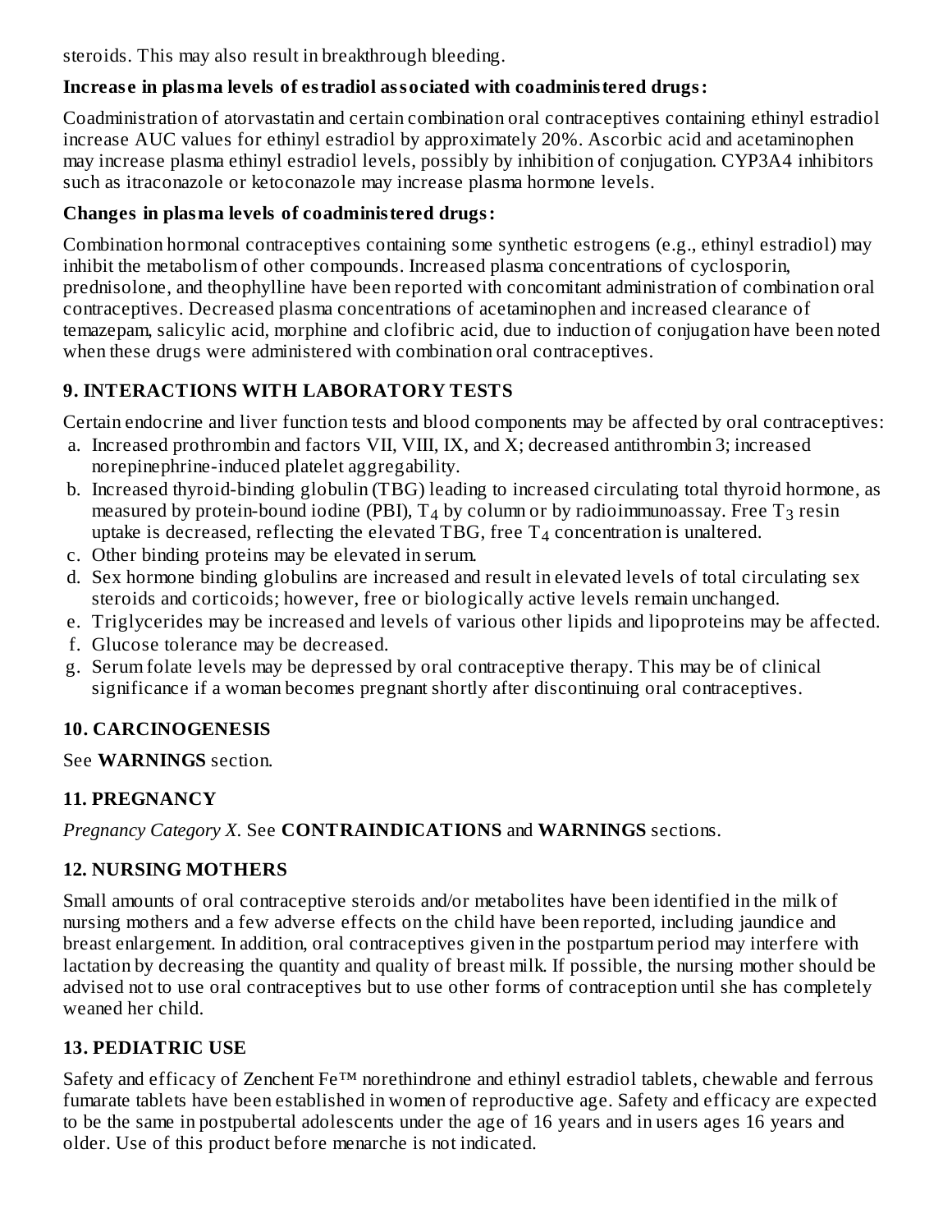steroids. This may also result in breakthrough bleeding.

**Increase in plasma levels of estradiol associated with coadministered drugs:**

Coadministration of atorvastatin and certain combination oral contraceptives containing ethinyl estradiol increase AUC values for ethinyl estradiol by approximately 20%. Ascorbic acid and acetaminophen may increase plasma ethinyl estradiol levels, possibly by inhibition of conjugation. CYP3A4 inhibitors such as itraconazole or ketoconazole may increase plasma hormone levels.

**Changes in plasma levels of coadministered drugs:**

Combination hormonal contraceptives containing some synthetic estrogens (e.g., ethinyl estradiol) may inhibit the metabolism of other compounds. Increased plasma concentrations of cyclosporin, prednisolone, and theophylline have been reported with concomitant administration of combination oral contraceptives. Decreased plasma concentrations of acetaminophen and increased clearance of temazepam, salicylic acid, morphine and clofibric acid, due to induction of conjugation have been noted when these drugs were administered with combination oral contraceptives.

## 9. INTERACTIONS WITH LABORATORY TESTS

Certain endocrine and liver function tests and blood components may be affected by oral contraceptives:

a. Increased prothrombin and factors VII, VIII, IX, and X; decreased antithrombin 3; increased norepinephrine-induced platelet aggregability.
b. Increased thyroid-binding globulin (TBG) leading to increased circulating total thyroid hormone, as measured by protein-bound iodine (PBI), $T_4$ by column or by radioimmunoassay. Free $T_3$ resin uptake is decreased, reflecting the elevated TBG, free $T_4$ concentration is unaltered.
c. Other binding proteins may be elevated in serum.
d. Sex hormone binding globulins are increased and result in elevated levels of total circulating sex steroids and corticoids; however, free or biologically active levels remain unchanged.
e. Triglycerides may be increased and levels of various other lipids and lipoproteins may be affected.
f. Glucose tolerance may be decreased.
g. Serum folate levels may be depressed by oral contraceptive therapy. This may be of clinical significance if a woman becomes pregnant shortly after discontinuing oral contraceptives.

## 10. CARCINOGENESIS

See **WARNINGS** section.

## 11. PREGNANCY

*Pregnancy Category X.* See **CONTRAINDICATIONS** and **WARNINGS** sections.

## 12. NURSING MOTHERS

Small amounts of oral contraceptive steroids and/or metabolites have been identified in the milk of nursing mothers and a few adverse effects on the child have been reported, including jaundice and breast enlargement. In addition, oral contraceptives given in the postpartum period may interfere with lactation by decreasing the quantity and quality of breast milk. If possible, the nursing mother should be advised not to use oral contraceptives but to use other forms of contraception until she has completely weaned her child.

## 13. PEDIATRIC USE

Safety and efficacy of Zenchent Fe™ norethindrone and ethinyl estradiol tablets, chewable and ferrous fumarate tablets have been established in women of reproductive age. Safety and efficacy are expected to be the same in postpubertal adolescents under the age of 16 years and in users ages 16 years and older. Use of this product before menarche is not indicated.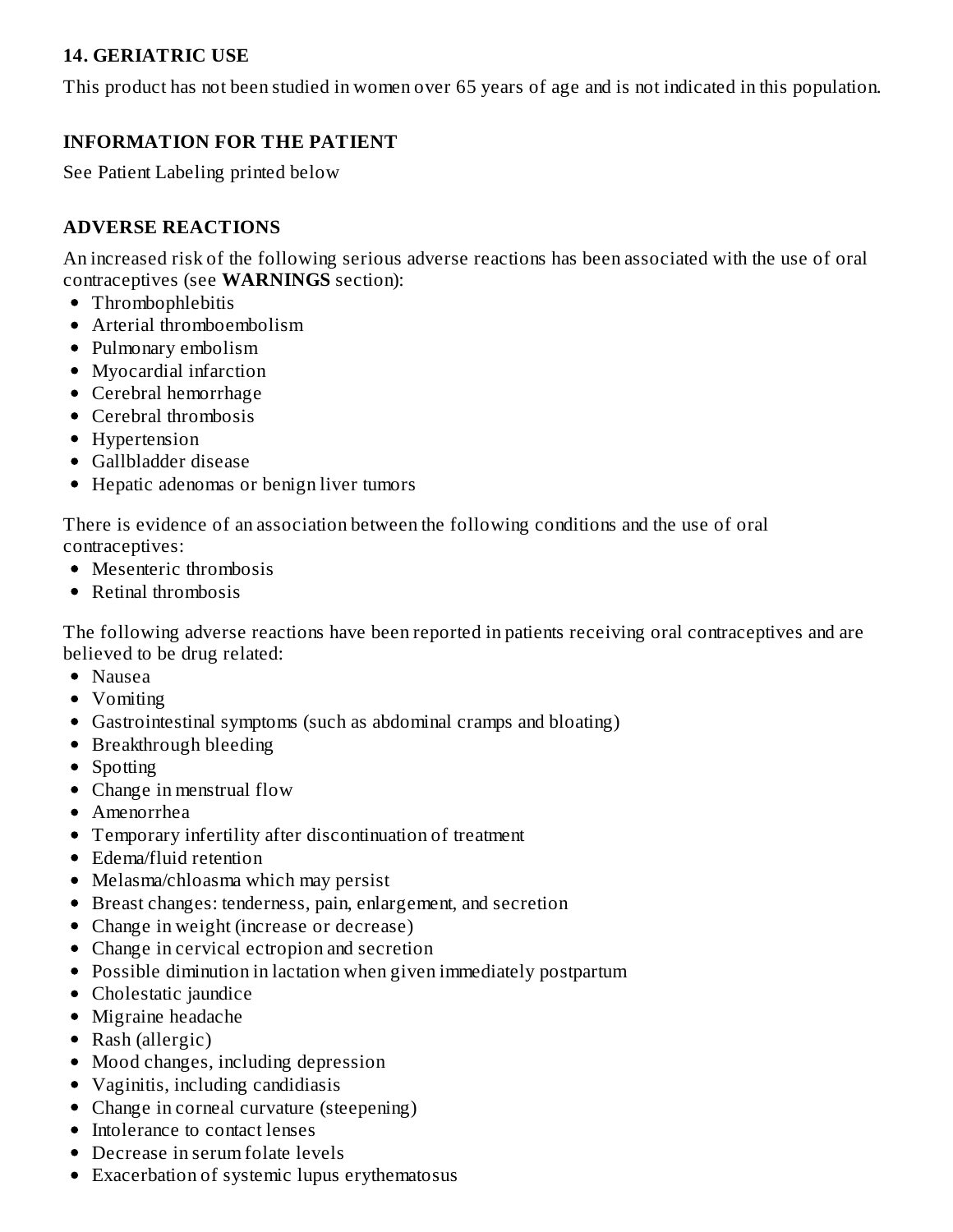### 14. GERIATRIC USE

This product has not been studied in women over 65 years of age and is not indicated in this population.

### INFORMATION FOR THE PATIENT

See Patient Labeling printed below

### ADVERSE REACTIONS

An increased risk of the following serious adverse reactions has been associated with the use of oral contraceptives (see **WARNINGS** section):

- Thrombophlebitis
- Arterial thromboembolism
- Pulmonary embolism
- Myocardial infarction
- Cerebral hemorrhage
- Cerebral thrombosis
- Hypertension
- Gallbladder disease
- Hepatic adenomas or benign liver tumors

There is evidence of an association between the following conditions and the use of oral contraceptives:

- Mesenteric thrombosis
- Retinal thrombosis

The following adverse reactions have been reported in patients receiving oral contraceptives and are believed to be drug related:

- Nausea
- Vomiting
- Gastrointestinal symptoms (such as abdominal cramps and bloating)
- Breakthrough bleeding
- Spotting
- Change in menstrual flow
- Amenorrhea
- Temporary infertility after discontinuation of treatment
- Edema/fluid retention
- Melasma/chloasma which may persist
- Breast changes: tenderness, pain, enlargement, and secretion
- Change in weight (increase or decrease)
- Change in cervical ectropion and secretion
- Possible diminution in lactation when given immediately postpartum
- Cholestatic jaundice
- Migraine headache
- Rash (allergic)
- Mood changes, including depression
- Vaginitis, including candidiasis
- Change in corneal curvature (steepening)
- Intolerance to contact lenses
- Decrease in serum folate levels
- Exacerbation of systemic lupus erythematosus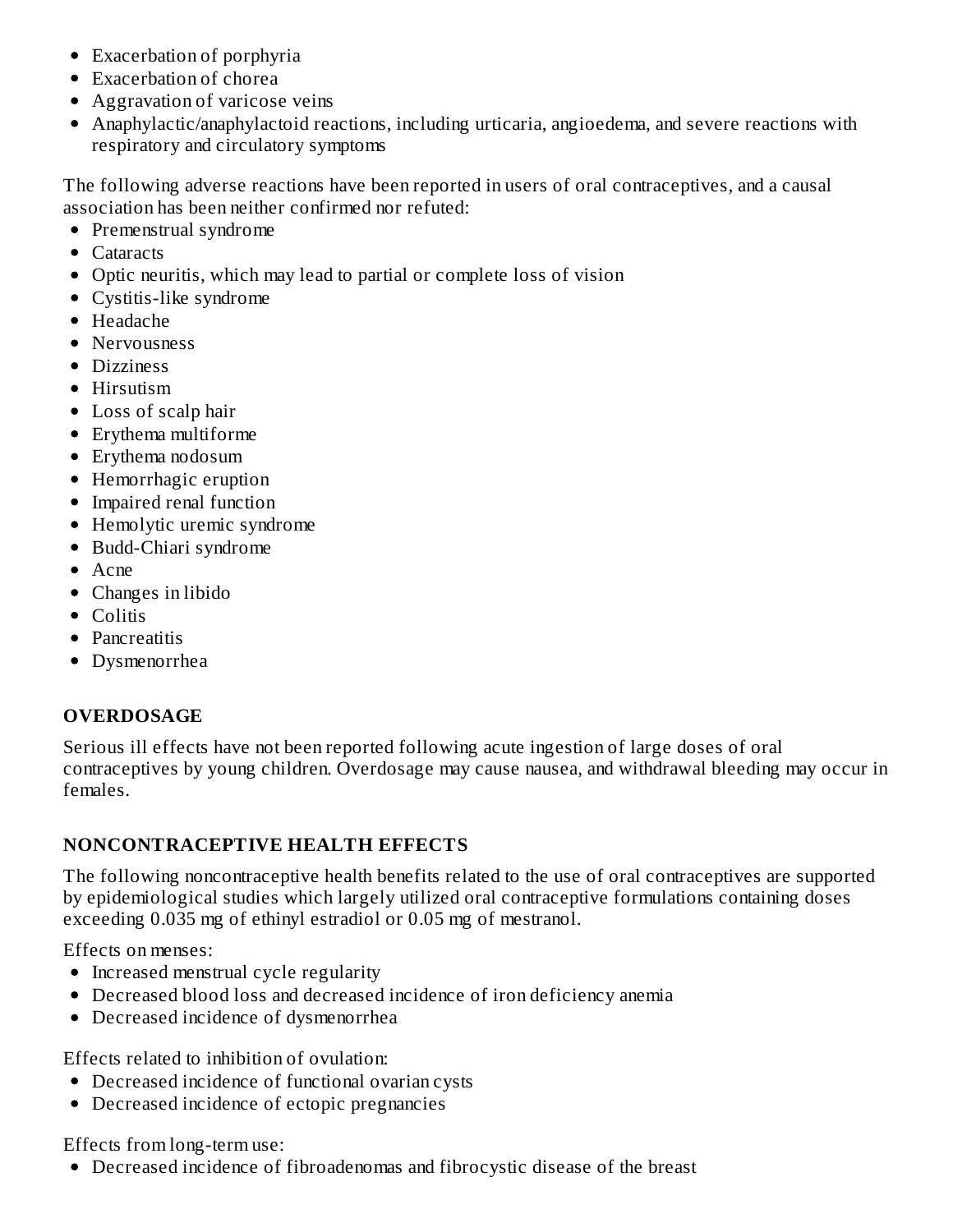- Exacerbation of porphyria
- Exacerbation of chorea
- Aggravation of varicose veins
- Anaphylactic/anaphylactoid reactions, including urticaria, angioedema, and severe reactions with respiratory and circulatory symptoms

The following adverse reactions have been reported in users of oral contraceptives, and a causal association has been neither confirmed nor refuted:

- Premenstrual syndrome
- Cataracts
- Optic neuritis, which may lead to partial or complete loss of vision
- Cystitis-like syndrome
- Headache
- Nervousness
- Dizziness
- Hirsutism
- Loss of scalp hair
- Erythema multiforme
- Erythema nodosum
- Hemorrhagic eruption
- Impaired renal function
- Hemolytic uremic syndrome
- Budd-Chiari syndrome
- Acne
- Changes in libido
- Colitis
- Pancreatitis
- Dysmenorrhea

## OVERDOSAGE

Serious ill effects have not been reported following acute ingestion of large doses of oral contraceptives by young children. Overdosage may cause nausea, and withdrawal bleeding may occur in females.

## NONCONTRACEPTIVE HEALTH EFFECTS

The following noncontraceptive health benefits related to the use of oral contraceptives are supported by epidemiological studies which largely utilized oral contraceptive formulations containing doses exceeding 0.035 mg of ethinyl estradiol or 0.05 mg of mestranol.

Effects on menses:

- Increased menstrual cycle regularity
- Decreased blood loss and decreased incidence of iron deficiency anemia
- Decreased incidence of dysmenorrhea

Effects related to inhibition of ovulation:

- Decreased incidence of functional ovarian cysts
- Decreased incidence of ectopic pregnancies

Effects from long-term use:

- Decreased incidence of fibroadenomas and fibrocystic disease of the breast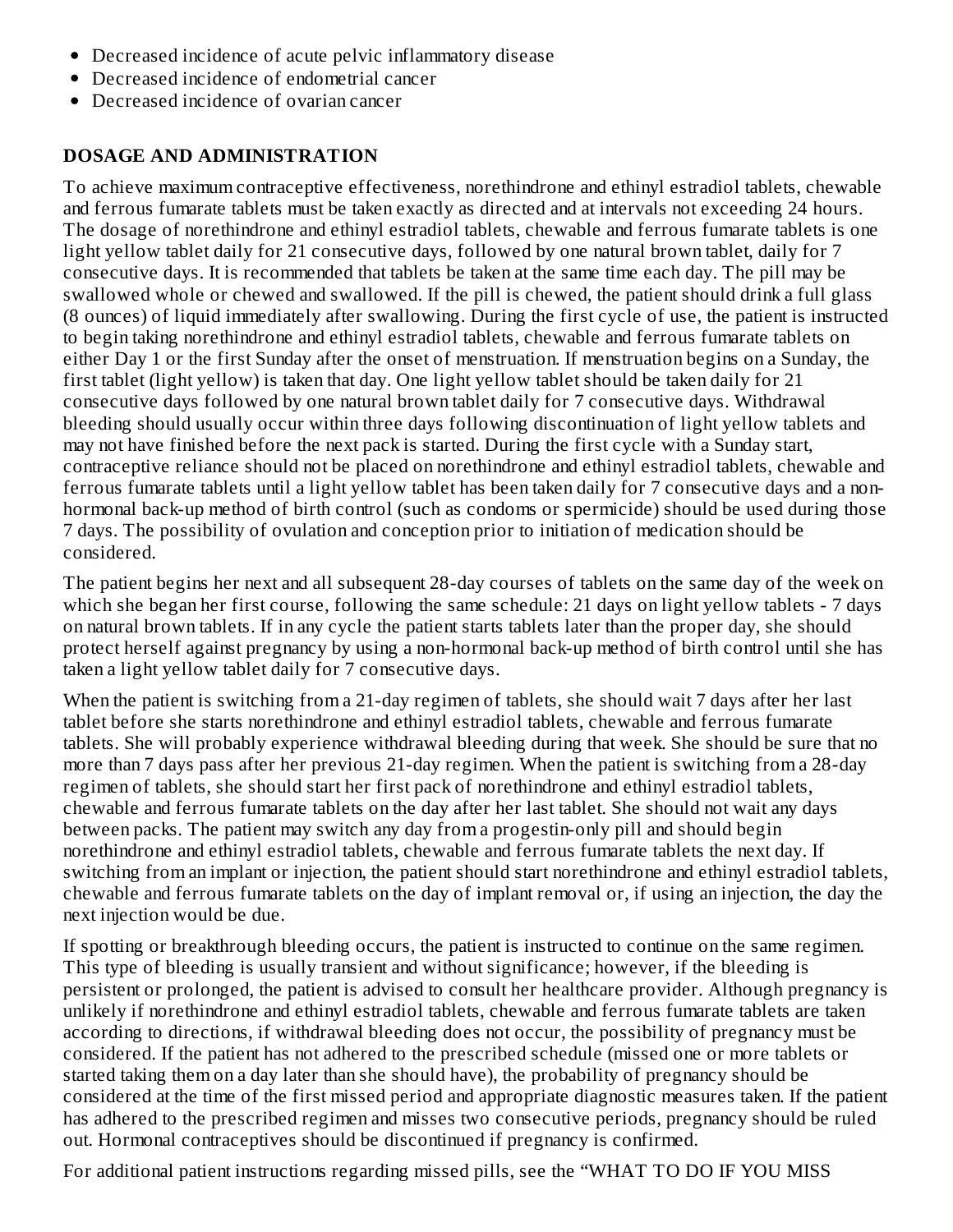- Decreased incidence of acute pelvic inflammatory disease
- Decreased incidence of endometrial cancer
- Decreased incidence of ovarian cancer

## DOSAGE AND ADMINISTRATION

To achieve maximum contraceptive effectiveness, norethindrone and ethinyl estradiol tablets, chewable and ferrous fumarate tablets must be taken exactly as directed and at intervals not exceeding 24 hours. The dosage of norethindrone and ethinyl estradiol tablets, chewable and ferrous fumarate tablets is one light yellow tablet daily for 21 consecutive days, followed by one natural brown tablet, daily for 7 consecutive days. It is recommended that tablets be taken at the same time each day. The pill may be swallowed whole or chewed and swallowed. If the pill is chewed, the patient should drink a full glass (8 ounces) of liquid immediately after swallowing. During the first cycle of use, the patient is instructed to begin taking norethindrone and ethinyl estradiol tablets, chewable and ferrous fumarate tablets on either Day 1 or the first Sunday after the onset of menstruation. If menstruation begins on a Sunday, the first tablet (light yellow) is taken that day. One light yellow tablet should be taken daily for 21 consecutive days followed by one natural brown tablet daily for 7 consecutive days. Withdrawal bleeding should usually occur within three days following discontinuation of light yellow tablets and may not have finished before the next pack is started. During the first cycle with a Sunday start, contraceptive reliance should not be placed on norethindrone and ethinyl estradiol tablets, chewable and ferrous fumarate tablets until a light yellow tablet has been taken daily for 7 consecutive days and a non-hormonal back-up method of birth control (such as condoms or spermicide) should be used during those 7 days. The possibility of ovulation and conception prior to initiation of medication should be considered.

The patient begins her next and all subsequent 28-day courses of tablets on the same day of the week on which she began her first course, following the same schedule: 21 days on light yellow tablets - 7 days on natural brown tablets. If in any cycle the patient starts tablets later than the proper day, she should protect herself against pregnancy by using a non-hormonal back-up method of birth control until she has taken a light yellow tablet daily for 7 consecutive days.

When the patient is switching from a 21-day regimen of tablets, she should wait 7 days after her last tablet before she starts norethindrone and ethinyl estradiol tablets, chewable and ferrous fumarate tablets. She will probably experience withdrawal bleeding during that week. She should be sure that no more than 7 days pass after her previous 21-day regimen. When the patient is switching from a 28-day regimen of tablets, she should start her first pack of norethindrone and ethinyl estradiol tablets, chewable and ferrous fumarate tablets on the day after her last tablet. She should not wait any days between packs. The patient may switch any day from a progestin-only pill and should begin norethindrone and ethinyl estradiol tablets, chewable and ferrous fumarate tablets the next day. If switching from an implant or injection, the patient should start norethindrone and ethinyl estradiol tablets, chewable and ferrous fumarate tablets on the day of implant removal or, if using an injection, the day the next injection would be due.

If spotting or breakthrough bleeding occurs, the patient is instructed to continue on the same regimen. This type of bleeding is usually transient and without significance; however, if the bleeding is persistent or prolonged, the patient is advised to consult her healthcare provider. Although pregnancy is unlikely if norethindrone and ethinyl estradiol tablets, chewable and ferrous fumarate tablets are taken according to directions, if withdrawal bleeding does not occur, the possibility of pregnancy must be considered. If the patient has not adhered to the prescribed schedule (missed one or more tablets or started taking them on a day later than she should have), the probability of pregnancy should be considered at the time of the first missed period and appropriate diagnostic measures taken. If the patient has adhered to the prescribed regimen and misses two consecutive periods, pregnancy should be ruled out. Hormonal contraceptives should be discontinued if pregnancy is confirmed.

For additional patient instructions regarding missed pills, see the "WHAT TO DO IF YOU MISS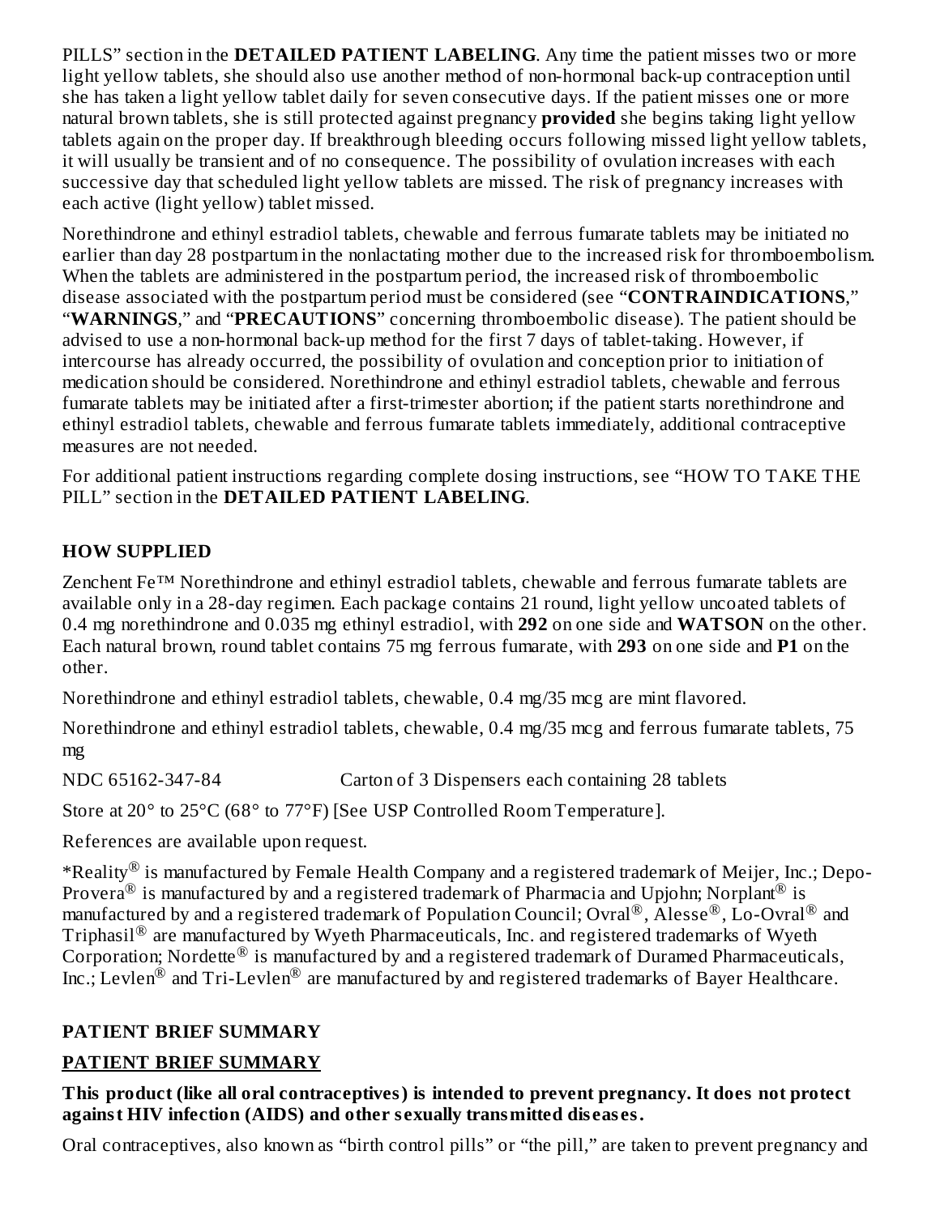PILLS" section in the **DETAILED PATIENT LABELING**. Any time the patient misses two or more light yellow tablets, she should also use another method of non-hormonal back-up contraception until she has taken a light yellow tablet daily for seven consecutive days. If the patient misses one or more natural brown tablets, she is still protected against pregnancy **provided** she begins taking light yellow tablets again on the proper day. If breakthrough bleeding occurs following missed light yellow tablets, it will usually be transient and of no consequence. The possibility of ovulation increases with each successive day that scheduled light yellow tablets are missed. The risk of pregnancy increases with each active (light yellow) tablet missed.

Norethindrone and ethinyl estradiol tablets, chewable and ferrous fumarate tablets may be initiated no earlier than day 28 postpartum in the nonlactating mother due to the increased risk for thromboembolism. When the tablets are administered in the postpartum period, the increased risk of thromboembolic disease associated with the postpartum period must be considered (see "**CONTRAINDICATIONS**," "**WARNINGS**," and "**PRECAUTIONS**" concerning thromboembolic disease). The patient should be advised to use a non-hormonal back-up method for the first 7 days of tablet-taking. However, if intercourse has already occurred, the possibility of ovulation and conception prior to initiation of medication should be considered. Norethindrone and ethinyl estradiol tablets, chewable and ferrous fumarate tablets may be initiated after a first-trimester abortion; if the patient starts norethindrone and ethinyl estradiol tablets, chewable and ferrous fumarate tablets immediately, additional contraceptive measures are not needed.

For additional patient instructions regarding complete dosing instructions, see "HOW TO TAKE THE PILL" section in the **DETAILED PATIENT LABELING**.

## HOW SUPPLIED

Zenchent Fe™ Norethindrone and ethinyl estradiol tablets, chewable and ferrous fumarate tablets are available only in a 28-day regimen. Each package contains 21 round, light yellow uncoated tablets of 0.4 mg norethindrone and 0.035 mg ethinyl estradiol, with **292** on one side and **WATSON** on the other. Each natural brown, round tablet contains 75 mg ferrous fumarate, with **293** on one side and **P1** on the other.

Norethindrone and ethinyl estradiol tablets, chewable, 0.4 mg/35 mcg are mint flavored.

Norethindrone and ethinyl estradiol tablets, chewable, 0.4 mg/35 mcg and ferrous fumarate tablets, 75 mg

NDC 65162-347-84 Carton of 3 Dispensers each containing 28 tablets

Store at 20° to 25°C (68° to 77°F) [See USP Controlled Room Temperature].

References are available upon request.

*Reality® is manufactured by Female Health Company and a registered trademark of Meijer, Inc.; Depo-Provera® is manufactured by and a registered trademark of Pharmacia and Upjohn; Norplant® is manufactured by and a registered trademark of Population Council; Ovral®, Alesse®, Lo-Ovral® and Triphasil® are manufactured by Wyeth Pharmaceuticals, Inc. and registered trademarks of Wyeth Corporation; Nordette® is manufactured by and a registered trademark of Duramed Pharmaceuticals, Inc.; Levlen® and Tri-Levlen® are manufactured by and registered trademarks of Bayer Healthcare.

## PATIENT BRIEF SUMMARY

## PATIENT BRIEF SUMMARY

**This product (like all oral contraceptives) is intended to prevent pregnancy. It does not protect against HIV infection (AIDS) and other sexually transmitted diseases.**

Oral contraceptives, also known as "birth control pills" or "the pill," are taken to prevent pregnancy and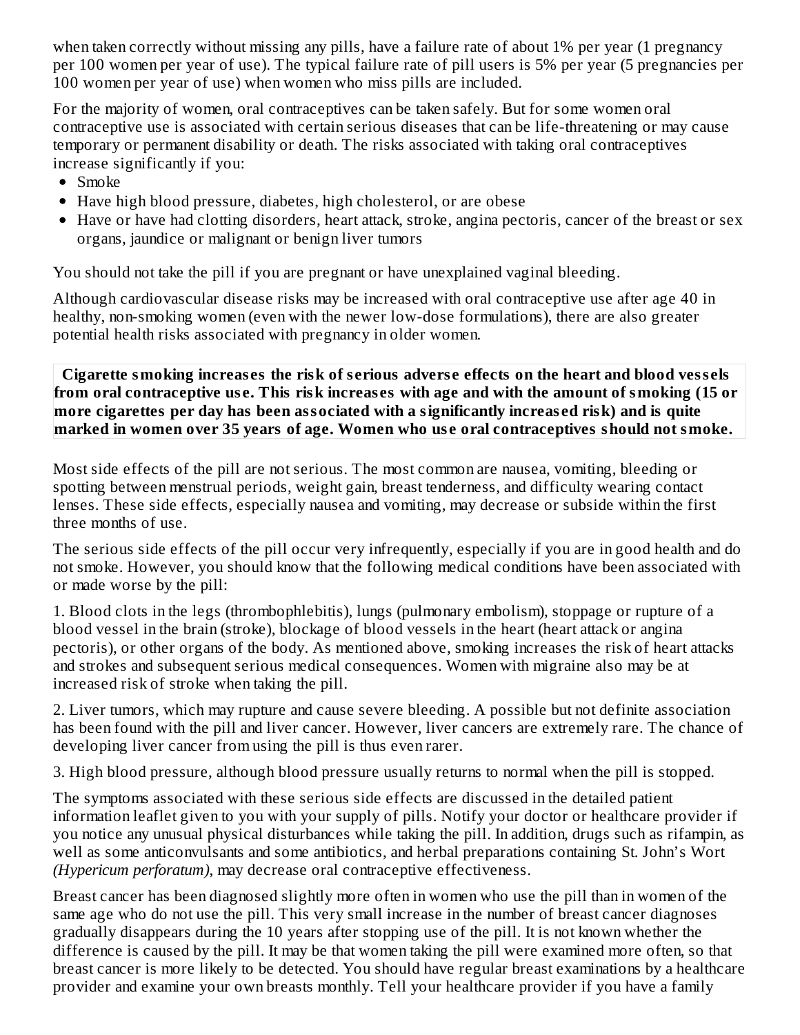when taken correctly without missing any pills, have a failure rate of about 1% per year (1 pregnancy per 100 women per year of use). The typical failure rate of pill users is 5% per year (5 pregnancies per 100 women per year of use) when women who miss pills are included.

For the majority of women, oral contraceptives can be taken safely. But for some women oral contraceptive use is associated with certain serious diseases that can be life-threatening or may cause temporary or permanent disability or death. The risks associated with taking oral contraceptives increase significantly if you:

- Smoke
- Have high blood pressure, diabetes, high cholesterol, or are obese
- Have or have had clotting disorders, heart attack, stroke, angina pectoris, cancer of the breast or sex organs, jaundice or malignant or benign liver tumors

You should not take the pill if you are pregnant or have unexplained vaginal bleeding.

Although cardiovascular disease risks may be increased with oral contraceptive use after age 40 in healthy, non-smoking women (even with the newer low-dose formulations), there are also greater potential health risks associated with pregnancy in older women.

**Cigarette smoking increases the risk of serious adverse effects on the heart and blood vessels from oral contraceptive use. This risk increases with age and with the amount of smoking (15 or more cigarettes per day has been associated with a significantly increased risk) and is quite marked in women over 35 years of age. Women who use oral contraceptives should not smoke.**

Most side effects of the pill are not serious. The most common are nausea, vomiting, bleeding or spotting between menstrual periods, weight gain, breast tenderness, and difficulty wearing contact lenses. These side effects, especially nausea and vomiting, may decrease or subside within the first three months of use.

The serious side effects of the pill occur very infrequently, especially if you are in good health and do not smoke. However, you should know that the following medical conditions have been associated with or made worse by the pill:

1. Blood clots in the legs (thrombophlebitis), lungs (pulmonary embolism), stoppage or rupture of a blood vessel in the brain (stroke), blockage of blood vessels in the heart (heart attack or angina pectoris), or other organs of the body. As mentioned above, smoking increases the risk of heart attacks and strokes and subsequent serious medical consequences. Women with migraine also may be at increased risk of stroke when taking the pill.

2. Liver tumors, which may rupture and cause severe bleeding. A possible but not definite association has been found with the pill and liver cancer. However, liver cancers are extremely rare. The chance of developing liver cancer from using the pill is thus even rarer.

3. High blood pressure, although blood pressure usually returns to normal when the pill is stopped.

The symptoms associated with these serious side effects are discussed in the detailed patient information leaflet given to you with your supply of pills. Notify your doctor or healthcare provider if you notice any unusual physical disturbances while taking the pill. In addition, drugs such as rifampin, as well as some anticonvulsants and some antibiotics, and herbal preparations containing St. John's Wort *(Hypericum perforatum)*, may decrease oral contraceptive effectiveness.

Breast cancer has been diagnosed slightly more often in women who use the pill than in women of the same age who do not use the pill. This very small increase in the number of breast cancer diagnoses gradually disappears during the 10 years after stopping use of the pill. It is not known whether the difference is caused by the pill. It may be that women taking the pill were examined more often, so that breast cancer is more likely to be detected. You should have regular breast examinations by a healthcare provider and examine your own breasts monthly. Tell your healthcare provider if you have a family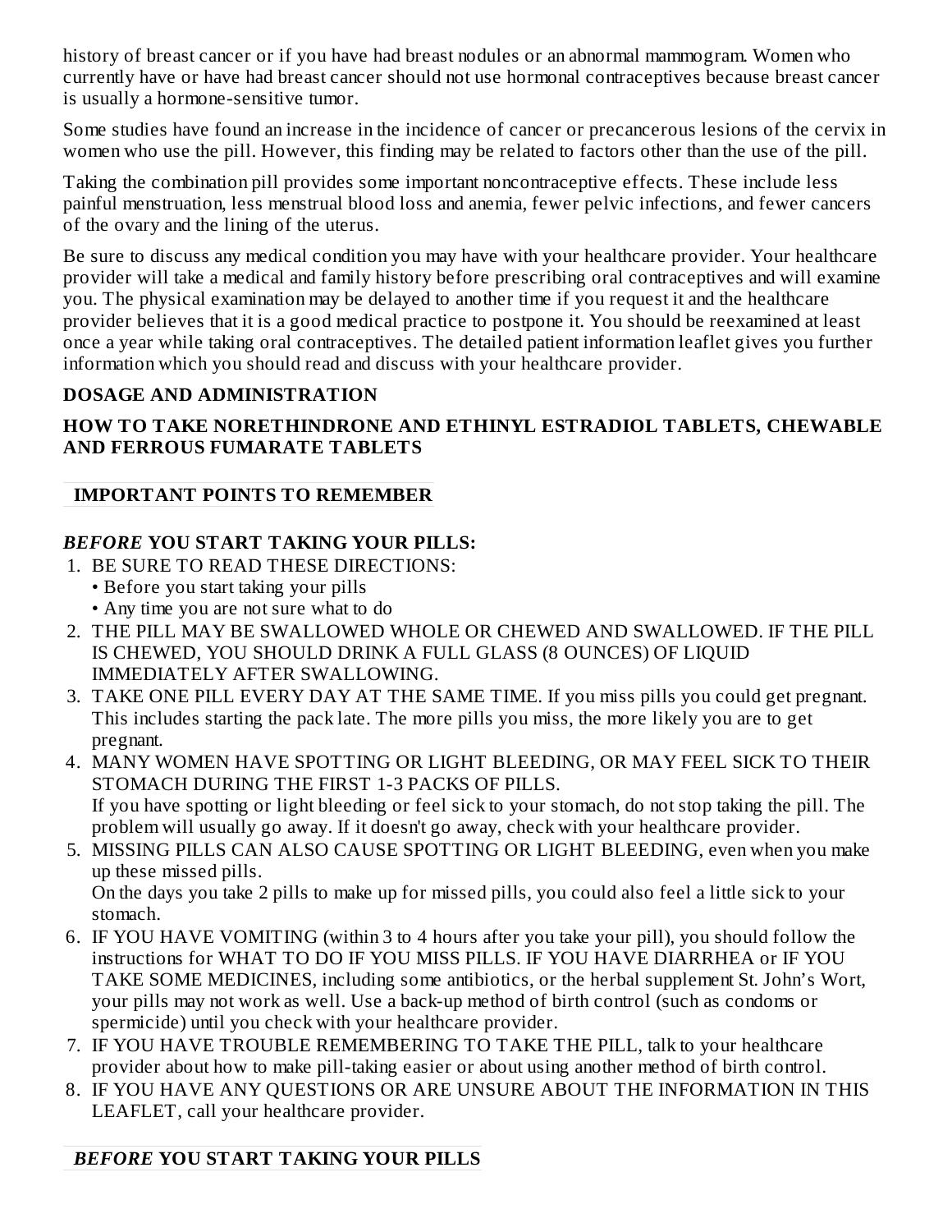history of breast cancer or if you have had breast nodules or an abnormal mammogram. Women who currently have or have had breast cancer should not use hormonal contraceptives because breast cancer is usually a hormone-sensitive tumor.

Some studies have found an increase in the incidence of cancer or precancerous lesions of the cervix in women who use the pill. However, this finding may be related to factors other than the use of the pill.

Taking the combination pill provides some important noncontraceptive effects. These include less painful menstruation, less menstrual blood loss and anemia, fewer pelvic infections, and fewer cancers of the ovary and the lining of the uterus.

Be sure to discuss any medical condition you may have with your healthcare provider. Your healthcare provider will take a medical and family history before prescribing oral contraceptives and will examine you. The physical examination may be delayed to another time if you request it and the healthcare provider believes that it is a good medical practice to postpone it. You should be reexamined at least once a year while taking oral contraceptives. The detailed patient information leaflet gives you further information which you should read and discuss with your healthcare provider.

## DOSAGE AND ADMINISTRATION

### HOW TO TAKE NORETHINDRONE AND ETHINYL ESTRADIOL TABLETS, CHEWABLE AND FERROUS FUMARATE TABLETS

#### IMPORTANT POINTS TO REMEMBER

#### *BEFORE* YOU START TAKING YOUR PILLS:

1. BE SURE TO READ THESE DIRECTIONS:
   - Before you start taking your pills
   - Any time you are not sure what to do
2. THE PILL MAY BE SWALLOWED WHOLE OR CHEWED AND SWALLOWED. IF THE PILL IS CHEWED, YOU SHOULD DRINK A FULL GLASS (8 OUNCES) OF LIQUID IMMEDIATELY AFTER SWALLOWING.
3. TAKE ONE PILL EVERY DAY AT THE SAME TIME. If you miss pills you could get pregnant. This includes starting the pack late. The more pills you miss, the more likely you are to get pregnant.
4. MANY WOMEN HAVE SPOTTING OR LIGHT BLEEDING, OR MAY FEEL SICK TO THEIR STOMACH DURING THE FIRST 1-3 PACKS OF PILLS.
   If you have spotting or light bleeding or feel sick to your stomach, do not stop taking the pill. The problem will usually go away. If it doesn't go away, check with your healthcare provider.
5. MISSING PILLS CAN ALSO CAUSE SPOTTING OR LIGHT BLEEDING, even when you make up these missed pills.
   On the days you take 2 pills to make up for missed pills, you could also feel a little sick to your stomach.
6. IF YOU HAVE VOMITING (within 3 to 4 hours after you take your pill), you should follow the instructions for WHAT TO DO IF YOU MISS PILLS. IF YOU HAVE DIARRHEA or IF YOU TAKE SOME MEDICINES, including some antibiotics, or the herbal supplement St. John's Wort, your pills may not work as well. Use a back-up method of birth control (such as condoms or spermicide) until you check with your healthcare provider.
7. IF YOU HAVE TROUBLE REMEMBERING TO TAKE THE PILL, talk to your healthcare provider about how to make pill-taking easier or about using another method of birth control.
8. IF YOU HAVE ANY QUESTIONS OR ARE UNSURE ABOUT THE INFORMATION IN THIS LEAFLET, call your healthcare provider.

#### *BEFORE* YOU START TAKING YOUR PILLS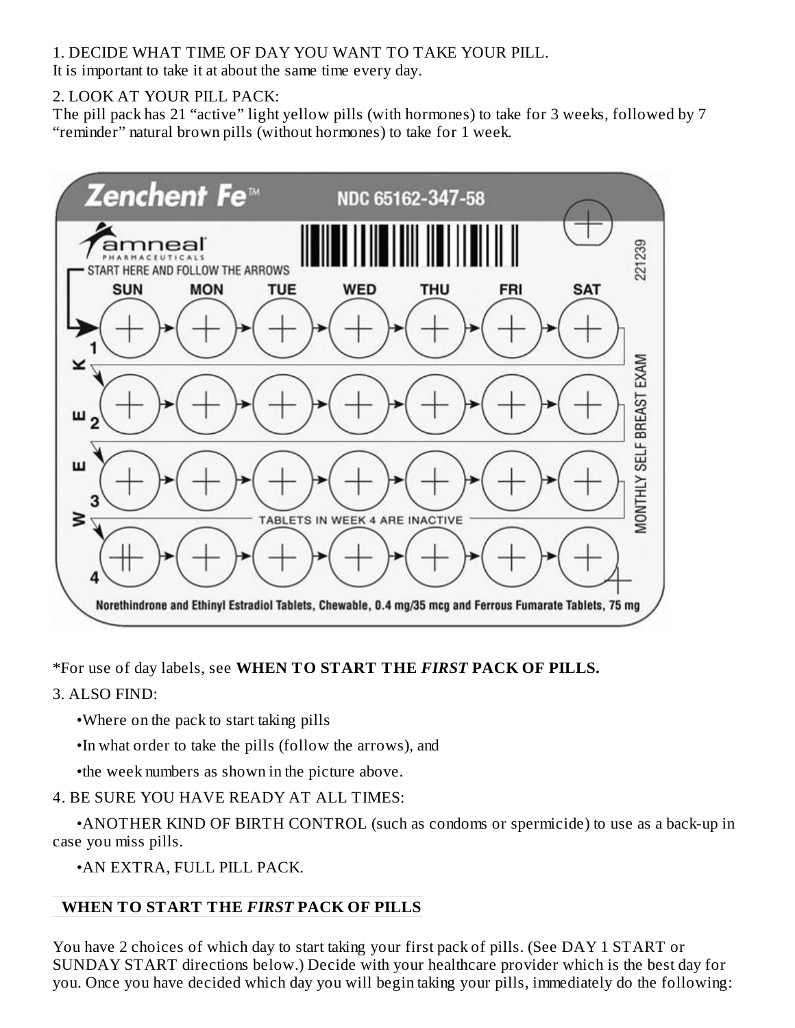1. DECIDE WHAT TIME OF DAY YOU WANT TO TAKE YOUR PILL.
It is important to take it at about the same time every day.

2. LOOK AT YOUR PILL PACK:
The pill pack has 21 "active" light yellow pills (with hormones) to take for 3 weeks, followed by 7 "reminder" natural brown pills (without hormones) to take for 1 week.

*For use of day labels, see **WHEN TO START THE *FIRST* PACK OF PILLS.**

3. ALSO FIND:

- •Where on the pack to start taking pills
- •In what order to take the pills (follow the arrows), and
- •the week numbers as shown in the picture above.

4. BE SURE YOU HAVE READY AT ALL TIMES:

- •ANOTHER KIND OF BIRTH CONTROL (such as condoms or spermicide) to use as a back-up in case you miss pills.
- •AN EXTRA, FULL PILL PACK.

## WHEN TO START THE *FIRST* PACK OF PILLS

You have 2 choices of which day to start taking your first pack of pills. (See DAY 1 START or SUNDAY START directions below.) Decide with your healthcare provider which is the best day for you. Once you have decided which day you will begin taking your pills, immediately do the following: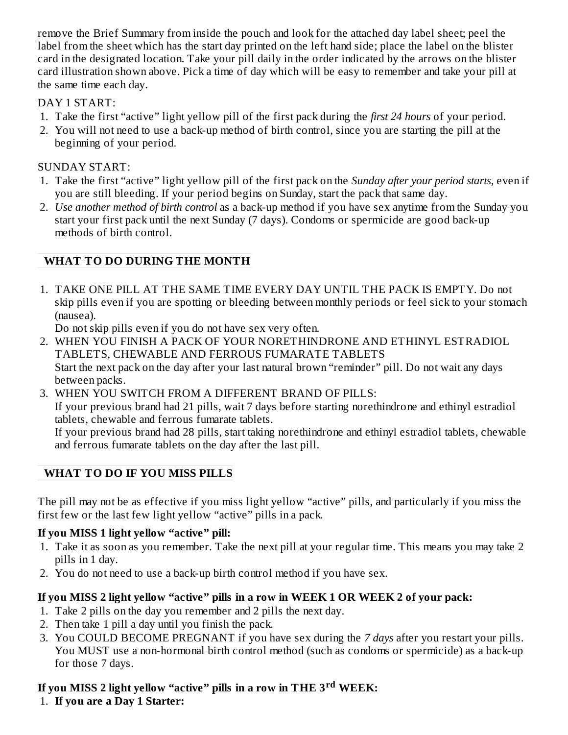remove the Brief Summary from inside the pouch and look for the attached day label sheet; peel the label from the sheet which has the start day printed on the left hand side; place the label on the blister card in the designated location. Take your pill daily in the order indicated by the arrows on the blister card illustration shown above. Pick a time of day which will be easy to remember and take your pill at the same time each day.

DAY 1 START:

1. Take the first "active" light yellow pill of the first pack during the *first 24 hours* of your period.
2. You will not need to use a back-up method of birth control, since you are starting the pill at the beginning of your period.

SUNDAY START:

1. Take the first "active" light yellow pill of the first pack on the *Sunday after your period starts,* even if you are still bleeding. If your period begins on Sunday, start the pack that same day.
2. *Use another method of birth control* as a back-up method if you have sex anytime from the Sunday you start your first pack until the next Sunday (7 days). Condoms or spermicide are good back-up methods of birth control.

## WHAT TO DO DURING THE MONTH

1. TAKE ONE PILL AT THE SAME TIME EVERY DAY UNTIL THE PACK IS EMPTY. Do not skip pills even if you are spotting or bleeding between monthly periods or feel sick to your stomach (nausea).
   Do not skip pills even if you do not have sex very often.
2. WHEN YOU FINISH A PACK OF YOUR NORETHINDRONE AND ETHINYL ESTRADIOL TABLETS, CHEWABLE AND FERROUS FUMARATE TABLETS
   Start the next pack on the day after your last natural brown "reminder" pill. Do not wait any days between packs.
3. WHEN YOU SWITCH FROM A DIFFERENT BRAND OF PILLS:
   If your previous brand had 21 pills, wait 7 days before starting norethindrone and ethinyl estradiol tablets, chewable and ferrous fumarate tablets.
   If your previous brand had 28 pills, start taking norethindrone and ethinyl estradiol tablets, chewable and ferrous fumarate tablets on the day after the last pill.

## WHAT TO DO IF YOU MISS PILLS

The pill may not be as effective if you miss light yellow "active" pills, and particularly if you miss the first few or the last few light yellow "active" pills in a pack.

**If you MISS 1 light yellow "active" pill:**

1. Take it as soon as you remember. Take the next pill at your regular time. This means you may take 2 pills in 1 day.
2. You do not need to use a back-up birth control method if you have sex.

**If you MISS 2 light yellow "active" pills in a row in WEEK 1 OR WEEK 2 of your pack:**

1. Take 2 pills on the day you remember and 2 pills the next day.
2. Then take 1 pill a day until you finish the pack.
3. You COULD BECOME PREGNANT if you have sex during the *7 days* after you restart your pills. You MUST use a non-hormonal birth control method (such as condoms or spermicide) as a back-up for those 7 days.

**If you MISS 2 light yellow "active" pills in a row in THE 3rd WEEK:**

1. **If you are a Day 1 Starter:**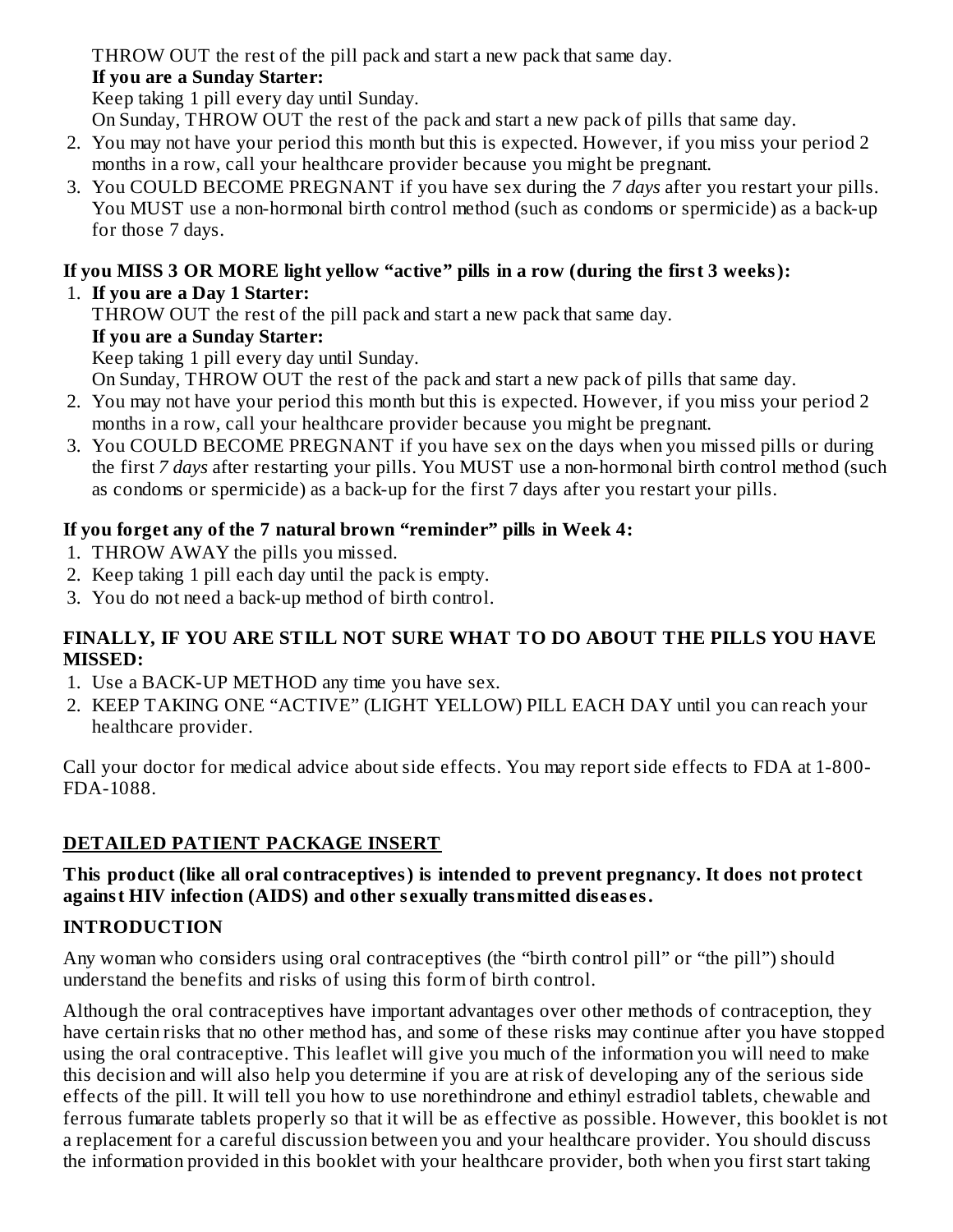THROW OUT the rest of the pill pack and start a new pack that same day.

**If you are a Sunday Starter:**

Keep taking 1 pill every day until Sunday.

On Sunday, THROW OUT the rest of the pack and start a new pack of pills that same day.

2. You may not have your period this month but this is expected. However, if you miss your period 2 months in a row, call your healthcare provider because you might be pregnant.
3. You COULD BECOME PREGNANT if you have sex during the *7 days* after you restart your pills. You MUST use a non-hormonal birth control method (such as condoms or spermicide) as a back-up for those 7 days.

**If you MISS 3 OR MORE light yellow "active" pills in a row (during the first 3 weeks):**

1. **If you are a Day 1 Starter:**

   THROW OUT the rest of the pill pack and start a new pack that same day.

   **If you are a Sunday Starter:**

   Keep taking 1 pill every day until Sunday.

   On Sunday, THROW OUT the rest of the pack and start a new pack of pills that same day.
2. You may not have your period this month but this is expected. However, if you miss your period 2 months in a row, call your healthcare provider because you might be pregnant.
3. You COULD BECOME PREGNANT if you have sex on the days when you missed pills or during the first *7 days* after restarting your pills. You MUST use a non-hormonal birth control method (such as condoms or spermicide) as a back-up for the first 7 days after you restart your pills.

**If you forget any of the 7 natural brown "reminder" pills in Week 4:**

1. THROW AWAY the pills you missed.
2. Keep taking 1 pill each day until the pack is empty.
3. You do not need a back-up method of birth control.

**FINALLY, IF YOU ARE STILL NOT SURE WHAT TO DO ABOUT THE PILLS YOU HAVE MISSED:**

1. Use a BACK-UP METHOD any time you have sex.
2. KEEP TAKING ONE "ACTIVE" (LIGHT YELLOW) PILL EACH DAY until you can reach your healthcare provider.

Call your doctor for medical advice about side effects. You may report side effects to FDA at 1-800-FDA-1088.

## DETAILED PATIENT PACKAGE INSERT

**This product (like all oral contraceptives) is intended to prevent pregnancy. It does not protect against HIV infection (AIDS) and other sexually transmitted diseases.**

### INTRODUCTION

Any woman who considers using oral contraceptives (the "birth control pill" or "the pill") should understand the benefits and risks of using this form of birth control.

Although the oral contraceptives have important advantages over other methods of contraception, they have certain risks that no other method has, and some of these risks may continue after you have stopped using the oral contraceptive. This leaflet will give you much of the information you will need to make this decision and will also help you determine if you are at risk of developing any of the serious side effects of the pill. It will tell you how to use norethindrone and ethinyl estradiol tablets, chewable and ferrous fumarate tablets properly so that it will be as effective as possible. However, this booklet is not a replacement for a careful discussion between you and your healthcare provider. You should discuss the information provided in this booklet with your healthcare provider, both when you first start taking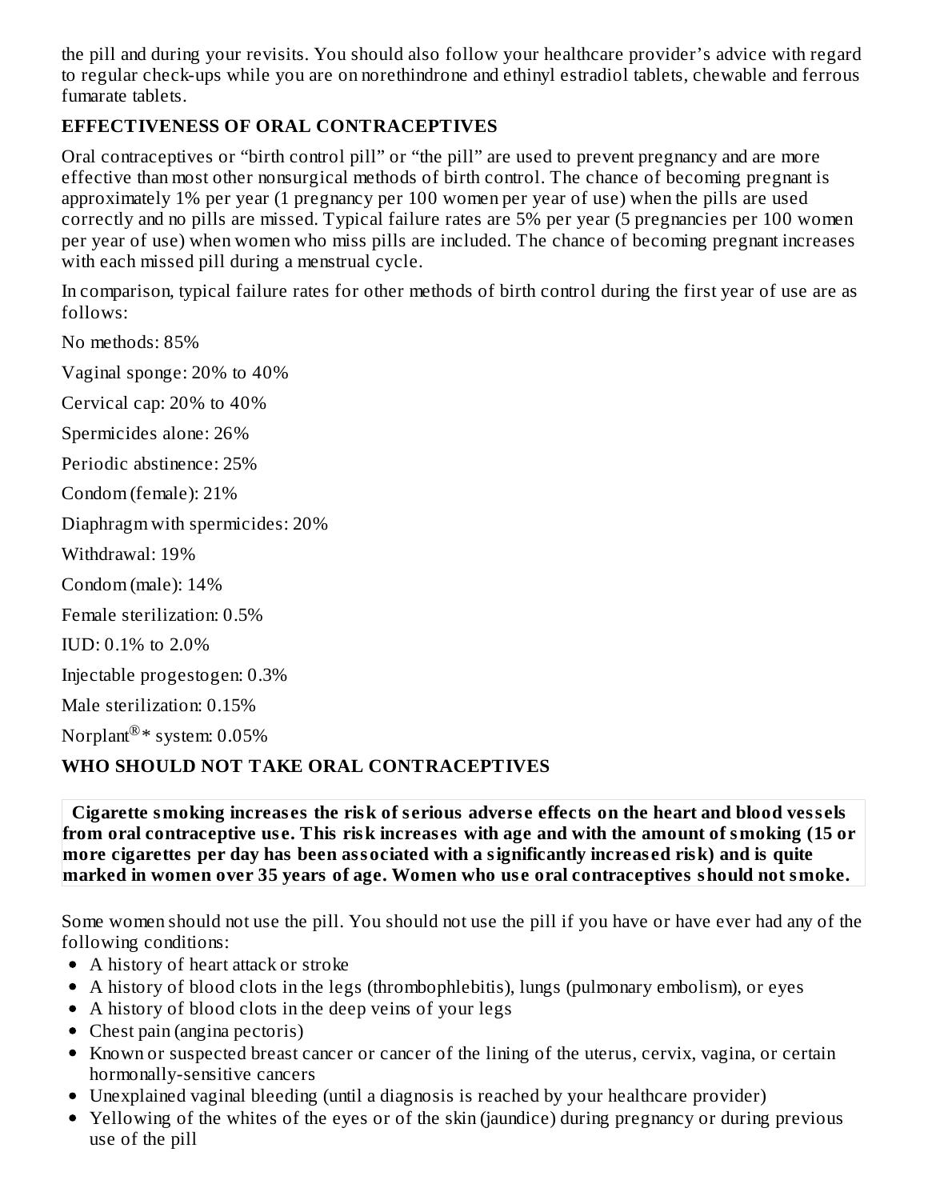the pill and during your revisits. You should also follow your healthcare provider's advice with regard to regular check-ups while you are on norethindrone and ethinyl estradiol tablets, chewable and ferrous fumarate tablets.

## EFFECTIVENESS OF ORAL CONTRACEPTIVES

Oral contraceptives or "birth control pill" or "the pill" are used to prevent pregnancy and are more effective than most other nonsurgical methods of birth control. The chance of becoming pregnant is approximately 1% per year (1 pregnancy per 100 women per year of use) when the pills are used correctly and no pills are missed. Typical failure rates are 5% per year (5 pregnancies per 100 women per year of use) when women who miss pills are included. The chance of becoming pregnant increases with each missed pill during a menstrual cycle.

In comparison, typical failure rates for other methods of birth control during the first year of use are as follows:

No methods: 85%

Vaginal sponge: 20% to 40%

Cervical cap: 20% to 40%

Spermicides alone: 26%

Periodic abstinence: 25%

Condom (female): 21%

Diaphragm with spermicides: 20%

Withdrawal: 19%

Condom (male): 14%

Female sterilization: 0.5%

IUD: 0.1% to 2.0%

Injectable progestogen: 0.3%

Male sterilization: 0.15%

Norplant®* system: 0.05%

## WHO SHOULD NOT TAKE ORAL CONTRACEPTIVES

**Cigarette smoking increases the risk of serious adverse effects on the heart and blood vessels from oral contraceptive use. This risk increases with age and with the amount of smoking (15 or more cigarettes per day has been associated with a significantly increased risk) and is quite marked in women over 35 years of age. Women who use oral contraceptives should not smoke.**

Some women should not use the pill. You should not use the pill if you have or have ever had any of the following conditions:

- A history of heart attack or stroke
- A history of blood clots in the legs (thrombophlebitis), lungs (pulmonary embolism), or eyes
- A history of blood clots in the deep veins of your legs
- Chest pain (angina pectoris)
- Known or suspected breast cancer or cancer of the lining of the uterus, cervix, vagina, or certain hormonally-sensitive cancers
- Unexplained vaginal bleeding (until a diagnosis is reached by your healthcare provider)
- Yellowing of the whites of the eyes or of the skin (jaundice) during pregnancy or during previous use of the pill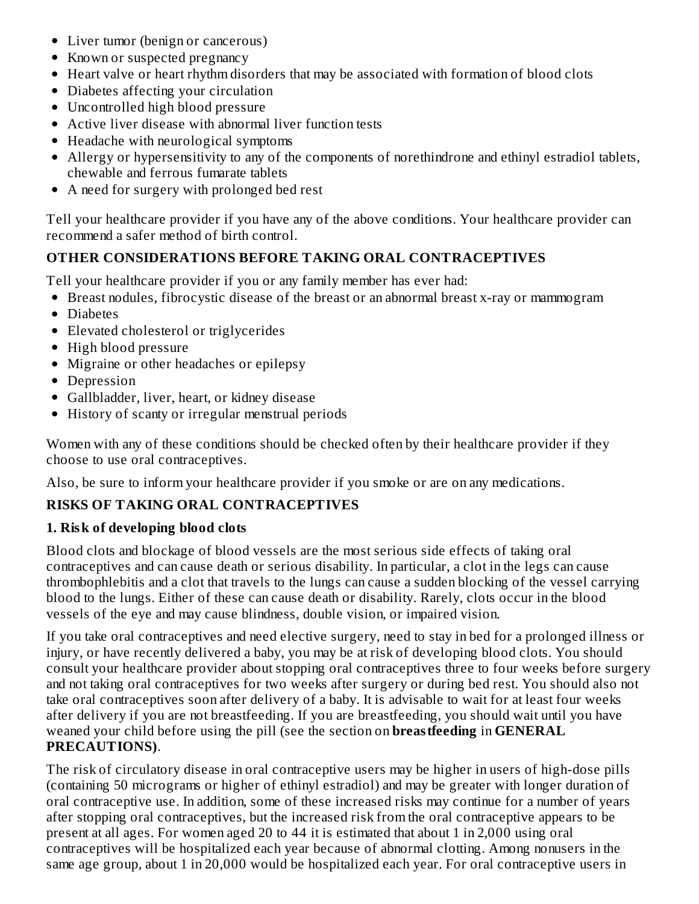- Liver tumor (benign or cancerous)
- Known or suspected pregnancy
- Heart valve or heart rhythm disorders that may be associated with formation of blood clots
- Diabetes affecting your circulation
- Uncontrolled high blood pressure
- Active liver disease with abnormal liver function tests
- Headache with neurological symptoms
- Allergy or hypersensitivity to any of the components of norethindrone and ethinyl estradiol tablets, chewable and ferrous fumarate tablets
- A need for surgery with prolonged bed rest

Tell your healthcare provider if you have any of the above conditions. Your healthcare provider can recommend a safer method of birth control.

**OTHER CONSIDERATIONS BEFORE TAKING ORAL CONTRACEPTIVES**

Tell your healthcare provider if you or any family member has ever had:

- Breast nodules, fibrocystic disease of the breast or an abnormal breast x-ray or mammogram
- Diabetes
- Elevated cholesterol or triglycerides
- High blood pressure
- Migraine or other headaches or epilepsy
- Depression
- Gallbladder, liver, heart, or kidney disease
- History of scanty or irregular menstrual periods

Women with any of these conditions should be checked often by their healthcare provider if they choose to use oral contraceptives.

Also, be sure to inform your healthcare provider if you smoke or are on any medications.

**RISKS OF TAKING ORAL CONTRACEPTIVES**

**1. Risk of developing blood clots**

Blood clots and blockage of blood vessels are the most serious side effects of taking oral contraceptives and can cause death or serious disability. In particular, a clot in the legs can cause thrombophlebitis and a clot that travels to the lungs can cause a sudden blocking of the vessel carrying blood to the lungs. Either of these can cause death or disability. Rarely, clots occur in the blood vessels of the eye and may cause blindness, double vision, or impaired vision.

If you take oral contraceptives and need elective surgery, need to stay in bed for a prolonged illness or injury, or have recently delivered a baby, you may be at risk of developing blood clots. You should consult your healthcare provider about stopping oral contraceptives three to four weeks before surgery and not taking oral contraceptives for two weeks after surgery or during bed rest. You should also not take oral contraceptives soon after delivery of a baby. It is advisable to wait for at least four weeks after delivery if you are not breastfeeding. If you are breastfeeding, you should wait until you have weaned your child before using the pill (see the section on **breastfeeding** in **GENERAL PRECAUTIONS)**.

The risk of circulatory disease in oral contraceptive users may be higher in users of high-dose pills (containing 50 micrograms or higher of ethinyl estradiol) and may be greater with longer duration of oral contraceptive use. In addition, some of these increased risks may continue for a number of years after stopping oral contraceptives, but the increased risk from the oral contraceptive appears to be present at all ages. For women aged 20 to 44 it is estimated that about 1 in 2,000 using oral contraceptives will be hospitalized each year because of abnormal clotting. Among nonusers in the same age group, about 1 in 20,000 would be hospitalized each year. For oral contraceptive users in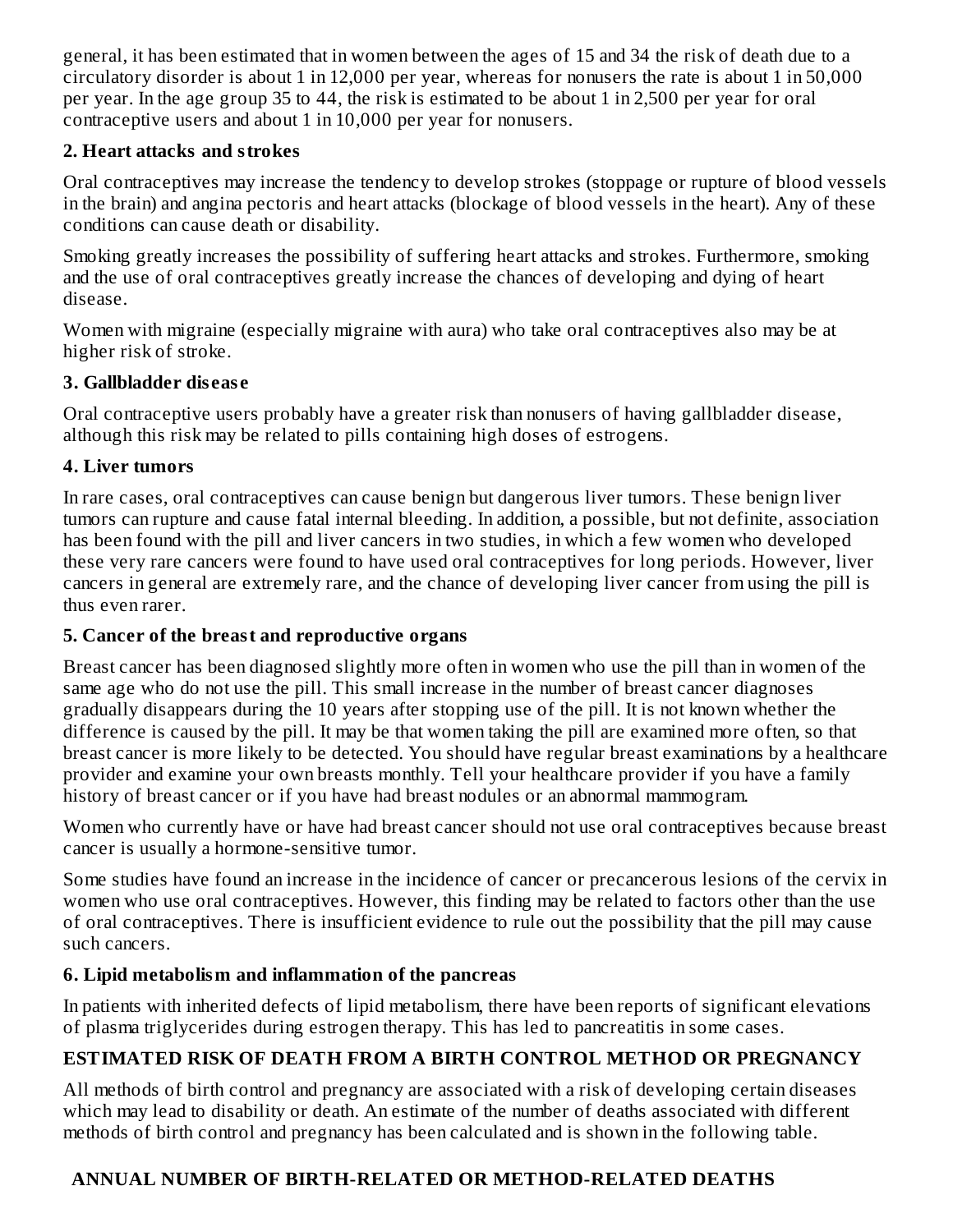general, it has been estimated that in women between the ages of 15 and 34 the risk of death due to a circulatory disorder is about 1 in 12,000 per year, whereas for nonusers the rate is about 1 in 50,000 per year. In the age group 35 to 44, the risk is estimated to be about 1 in 2,500 per year for oral contraceptive users and about 1 in 10,000 per year for nonusers.

**2. Heart attacks and strokes**

Oral contraceptives may increase the tendency to develop strokes (stoppage or rupture of blood vessels in the brain) and angina pectoris and heart attacks (blockage of blood vessels in the heart). Any of these conditions can cause death or disability.

Smoking greatly increases the possibility of suffering heart attacks and strokes. Furthermore, smoking and the use of oral contraceptives greatly increase the chances of developing and dying of heart disease.

Women with migraine (especially migraine with aura) who take oral contraceptives also may be at higher risk of stroke.

**3. Gallbladder disease**

Oral contraceptive users probably have a greater risk than nonusers of having gallbladder disease, although this risk may be related to pills containing high doses of estrogens.

**4. Liver tumors**

In rare cases, oral contraceptives can cause benign but dangerous liver tumors. These benign liver tumors can rupture and cause fatal internal bleeding. In addition, a possible, but not definite, association has been found with the pill and liver cancers in two studies, in which a few women who developed these very rare cancers were found to have used oral contraceptives for long periods. However, liver cancers in general are extremely rare, and the chance of developing liver cancer from using the pill is thus even rarer.

**5. Cancer of the breast and reproductive organs**

Breast cancer has been diagnosed slightly more often in women who use the pill than in women of the same age who do not use the pill. This small increase in the number of breast cancer diagnoses gradually disappears during the 10 years after stopping use of the pill. It is not known whether the difference is caused by the pill. It may be that women taking the pill are examined more often, so that breast cancer is more likely to be detected. You should have regular breast examinations by a healthcare provider and examine your own breasts monthly. Tell your healthcare provider if you have a family history of breast cancer or if you have had breast nodules or an abnormal mammogram.

Women who currently have or have had breast cancer should not use oral contraceptives because breast cancer is usually a hormone-sensitive tumor.

Some studies have found an increase in the incidence of cancer or precancerous lesions of the cervix in women who use oral contraceptives. However, this finding may be related to factors other than the use of oral contraceptives. There is insufficient evidence to rule out the possibility that the pill may cause such cancers.

**6. Lipid metabolism and inflammation of the pancreas**

In patients with inherited defects of lipid metabolism, there have been reports of significant elevations of plasma triglycerides during estrogen therapy. This has led to pancreatitis in some cases.

**ESTIMATED RISK OF DEATH FROM A BIRTH CONTROL METHOD OR PREGNANCY**

All methods of birth control and pregnancy are associated with a risk of developing certain diseases which may lead to disability or death. An estimate of the number of deaths associated with different methods of birth control and pregnancy has been calculated and is shown in the following table.

**ANNUAL NUMBER OF BIRTH-RELATED OR METHOD-RELATED DEATHS**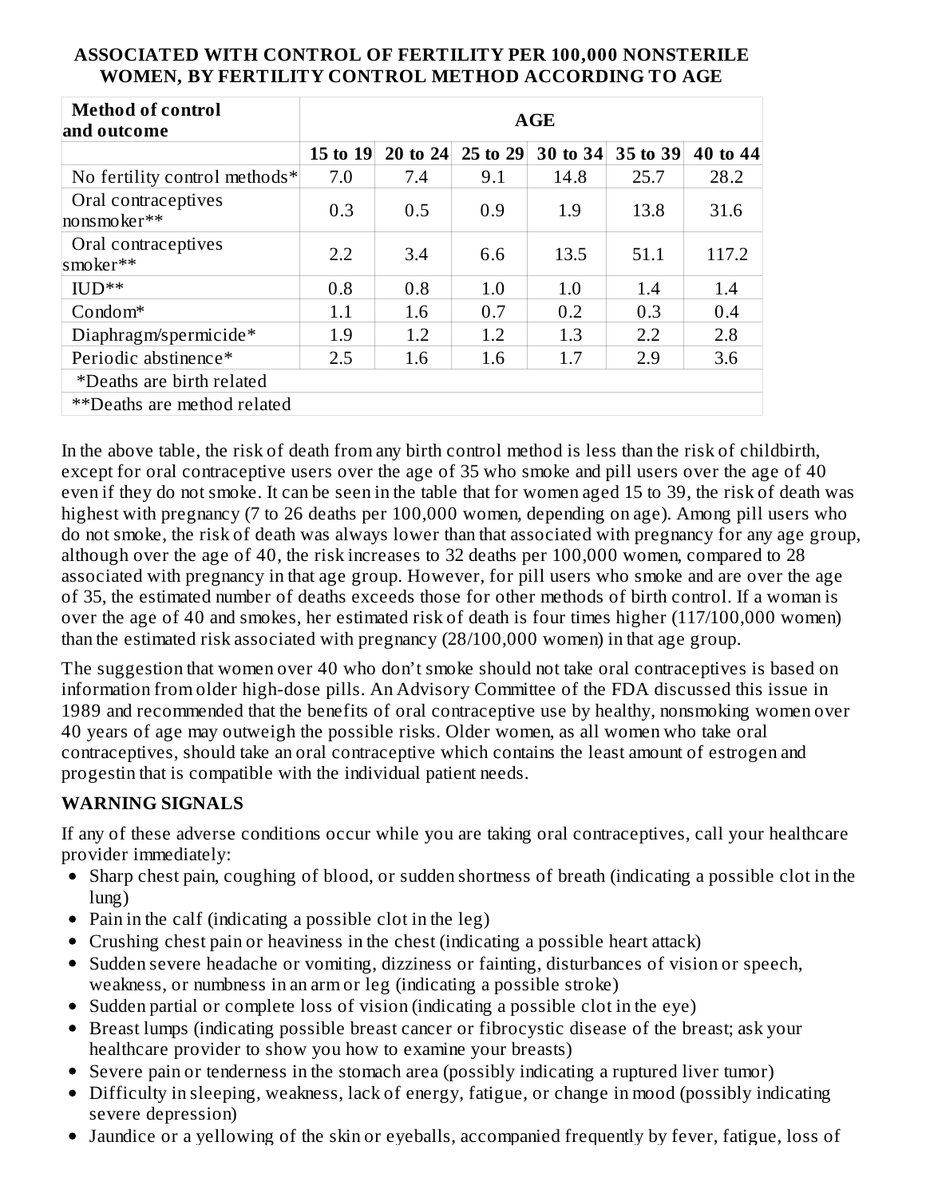**ASSOCIATED WITH CONTROL OF FERTILITY PER 100,000 NONSTERILE WOMEN, BY FERTILITY CONTROL METHOD ACCORDING TO AGE**

| Method of control and outcome | AGE | | | | | |
|---|---|---|---|---|---|---|
| | 15 to 19 | 20 to 24 | 25 to 29 | 30 to 34 | 35 to 39 | 40 to 44 |
| No fertility control methods* | 7.0 | 7.4 | 9.1 | 14.8 | 25.7 | 28.2 |
| Oral contraceptives nonsmoker** | 0.3 | 0.5 | 0.9 | 1.9 | 13.8 | 31.6 |
| Oral contraceptives smoker** | 2.2 | 3.4 | 6.6 | 13.5 | 51.1 | 117.2 |
| IUD** | 0.8 | 0.8 | 1.0 | 1.0 | 1.4 | 1.4 |
| Condom* | 1.1 | 1.6 | 0.7 | 0.2 | 0.3 | 0.4 |
| Diaphragm/spermicide* | 1.9 | 1.2 | 1.2 | 1.3 | 2.2 | 2.8 |
| Periodic abstinence* | 2.5 | 1.6 | 1.6 | 1.7 | 2.9 | 3.6 |
| *Deaths are birth related | | | | | | |
| **Deaths are method related | | | | | | |

In the above table, the risk of death from any birth control method is less than the risk of childbirth, except for oral contraceptive users over the age of 35 who smoke and pill users over the age of 40 even if they do not smoke. It can be seen in the table that for women aged 15 to 39, the risk of death was highest with pregnancy (7 to 26 deaths per 100,000 women, depending on age). Among pill users who do not smoke, the risk of death was always lower than that associated with pregnancy for any age group, although over the age of 40, the risk increases to 32 deaths per 100,000 women, compared to 28 associated with pregnancy in that age group. However, for pill users who smoke and are over the age of 35, the estimated number of deaths exceeds those for other methods of birth control. If a woman is over the age of 40 and smokes, her estimated risk of death is four times higher (117/100,000 women) than the estimated risk associated with pregnancy (28/100,000 women) in that age group.

The suggestion that women over 40 who don't smoke should not take oral contraceptives is based on information from older high-dose pills. An Advisory Committee of the FDA discussed this issue in 1989 and recommended that the benefits of oral contraceptive use by healthy, nonsmoking women over 40 years of age may outweigh the possible risks. Older women, as all women who take oral contraceptives, should take an oral contraceptive which contains the least amount of estrogen and progestin that is compatible with the individual patient needs.

## WARNING SIGNALS

If any of these adverse conditions occur while you are taking oral contraceptives, call your healthcare provider immediately:

- Sharp chest pain, coughing of blood, or sudden shortness of breath (indicating a possible clot in the lung)
- Pain in the calf (indicating a possible clot in the leg)
- Crushing chest pain or heaviness in the chest (indicating a possible heart attack)
- Sudden severe headache or vomiting, dizziness or fainting, disturbances of vision or speech, weakness, or numbness in an arm or leg (indicating a possible stroke)
- Sudden partial or complete loss of vision (indicating a possible clot in the eye)
- Breast lumps (indicating possible breast cancer or fibrocystic disease of the breast; ask your healthcare provider to show you how to examine your breasts)
- Severe pain or tenderness in the stomach area (possibly indicating a ruptured liver tumor)
- Difficulty in sleeping, weakness, lack of energy, fatigue, or change in mood (possibly indicating severe depression)
- Jaundice or a yellowing of the skin or eyeballs, accompanied frequently by fever, fatigue, loss of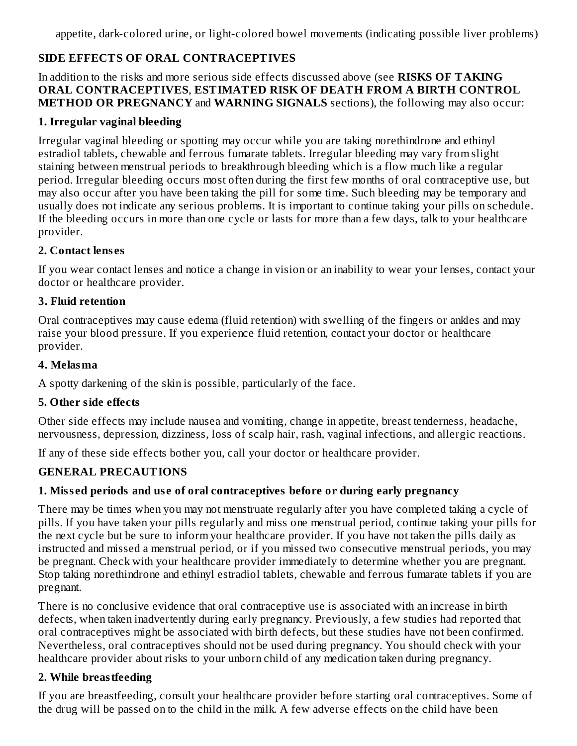appetite, dark-colored urine, or light-colored bowel movements (indicating possible liver problems)

## SIDE EFFECTS OF ORAL CONTRACEPTIVES

In addition to the risks and more serious side effects discussed above (see **RISKS OF TAKING ORAL CONTRACEPTIVES**, **ESTIMATED RISK OF DEATH FROM A BIRTH CONTROL METHOD OR PREGNANCY** and **WARNING SIGNALS** sections), the following may also occur:

### 1. Irregular vaginal bleeding

Irregular vaginal bleeding or spotting may occur while you are taking norethindrone and ethinyl estradiol tablets, chewable and ferrous fumarate tablets. Irregular bleeding may vary from slight staining between menstrual periods to breakthrough bleeding which is a flow much like a regular period. Irregular bleeding occurs most often during the first few months of oral contraceptive use, but may also occur after you have been taking the pill for some time. Such bleeding may be temporary and usually does not indicate any serious problems. It is important to continue taking your pills on schedule. If the bleeding occurs in more than one cycle or lasts for more than a few days, talk to your healthcare provider.

### 2. Contact lenses

If you wear contact lenses and notice a change in vision or an inability to wear your lenses, contact your doctor or healthcare provider.

### 3. Fluid retention

Oral contraceptives may cause edema (fluid retention) with swelling of the fingers or ankles and may raise your blood pressure. If you experience fluid retention, contact your doctor or healthcare provider.

### 4. Melasma

A spotty darkening of the skin is possible, particularly of the face.

### 5. Other side effects

Other side effects may include nausea and vomiting, change in appetite, breast tenderness, headache, nervousness, depression, dizziness, loss of scalp hair, rash, vaginal infections, and allergic reactions.

If any of these side effects bother you, call your doctor or healthcare provider.

## GENERAL PRECAUTIONS

### 1. Missed periods and use of oral contraceptives before or during early pregnancy

There may be times when you may not menstruate regularly after you have completed taking a cycle of pills. If you have taken your pills regularly and miss one menstrual period, continue taking your pills for the next cycle but be sure to inform your healthcare provider. If you have not taken the pills daily as instructed and missed a menstrual period, or if you missed two consecutive menstrual periods, you may be pregnant. Check with your healthcare provider immediately to determine whether you are pregnant. Stop taking norethindrone and ethinyl estradiol tablets, chewable and ferrous fumarate tablets if you are pregnant.

There is no conclusive evidence that oral contraceptive use is associated with an increase in birth defects, when taken inadvertently during early pregnancy. Previously, a few studies had reported that oral contraceptives might be associated with birth defects, but these studies have not been confirmed. Nevertheless, oral contraceptives should not be used during pregnancy. You should check with your healthcare provider about risks to your unborn child of any medication taken during pregnancy.

### 2. While breastfeeding

If you are breastfeeding, consult your healthcare provider before starting oral contraceptives. Some of the drug will be passed on to the child in the milk. A few adverse effects on the child have been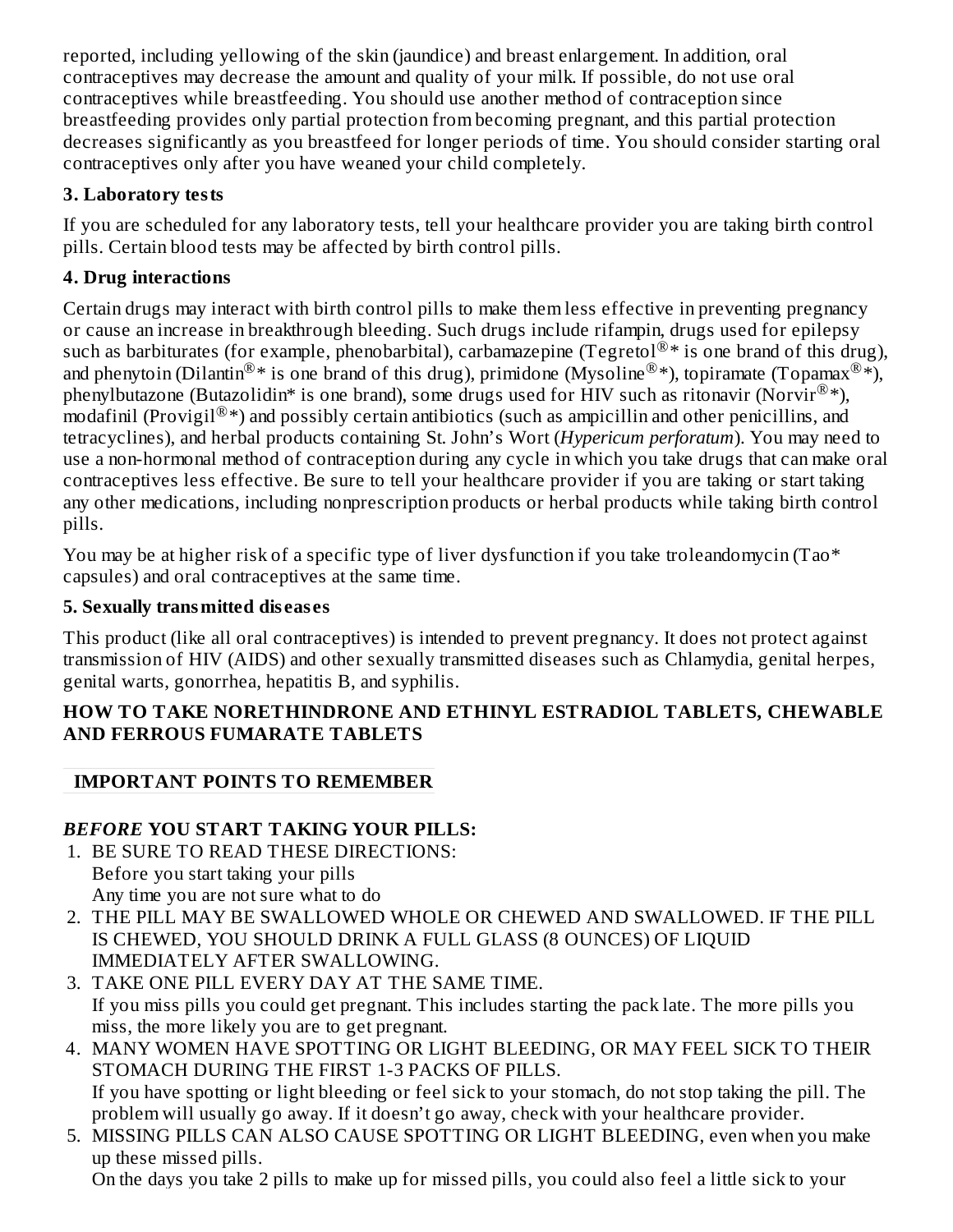reported, including yellowing of the skin (jaundice) and breast enlargement. In addition, oral contraceptives may decrease the amount and quality of your milk. If possible, do not use oral contraceptives while breastfeeding. You should use another method of contraception since breastfeeding provides only partial protection from becoming pregnant, and this partial protection decreases significantly as you breastfeed for longer periods of time. You should consider starting oral contraceptives only after you have weaned your child completely.

**3. Laboratory tests**

If you are scheduled for any laboratory tests, tell your healthcare provider you are taking birth control pills. Certain blood tests may be affected by birth control pills.

**4. Drug interactions**

Certain drugs may interact with birth control pills to make them less effective in preventing pregnancy or cause an increase in breakthrough bleeding. Such drugs include rifampin, drugs used for epilepsy such as barbiturates (for example, phenobarbital), carbamazepine (Tegretol®* is one brand of this drug), and phenytoin (Dilantin®* is one brand of this drug), primidone (Mysoline®*), topiramate (Topamax®*), phenylbutazone (Butazolidin* is one brand), some drugs used for HIV such as ritonavir (Norvir®*), modafinil (Provigil®*) and possibly certain antibiotics (such as ampicillin and other penicillins, and tetracyclines), and herbal products containing St. John's Wort (*Hypericum perforatum*). You may need to use a non-hormonal method of contraception during any cycle in which you take drugs that can make oral contraceptives less effective. Be sure to tell your healthcare provider if you are taking or start taking any other medications, including nonprescription products or herbal products while taking birth control pills.

You may be at higher risk of a specific type of liver dysfunction if you take troleandomycin (Tao* capsules) and oral contraceptives at the same time.

**5. Sexually transmitted diseases**

This product (like all oral contraceptives) is intended to prevent pregnancy. It does not protect against transmission of HIV (AIDS) and other sexually transmitted diseases such as Chlamydia, genital herpes, genital warts, gonorrhea, hepatitis B, and syphilis.

**HOW TO TAKE NORETHINDRONE AND ETHINYL ESTRADIOL TABLETS, CHEWABLE AND FERROUS FUMARATE TABLETS**

**IMPORTANT POINTS TO REMEMBER**

***BEFORE* YOU START TAKING YOUR PILLS:**

1. BE SURE TO READ THESE DIRECTIONS:
   Before you start taking your pills
   Any time you are not sure what to do
2. THE PILL MAY BE SWALLOWED WHOLE OR CHEWED AND SWALLOWED. IF THE PILL IS CHEWED, YOU SHOULD DRINK A FULL GLASS (8 OUNCES) OF LIQUID IMMEDIATELY AFTER SWALLOWING.
3. TAKE ONE PILL EVERY DAY AT THE SAME TIME.
   If you miss pills you could get pregnant. This includes starting the pack late. The more pills you miss, the more likely you are to get pregnant.
4. MANY WOMEN HAVE SPOTTING OR LIGHT BLEEDING, OR MAY FEEL SICK TO THEIR STOMACH DURING THE FIRST 1-3 PACKS OF PILLS.
   If you have spotting or light bleeding or feel sick to your stomach, do not stop taking the pill. The problem will usually go away. If it doesn't go away, check with your healthcare provider.
5. MISSING PILLS CAN ALSO CAUSE SPOTTING OR LIGHT BLEEDING, even when you make up these missed pills.
   On the days you take 2 pills to make up for missed pills, you could also feel a little sick to your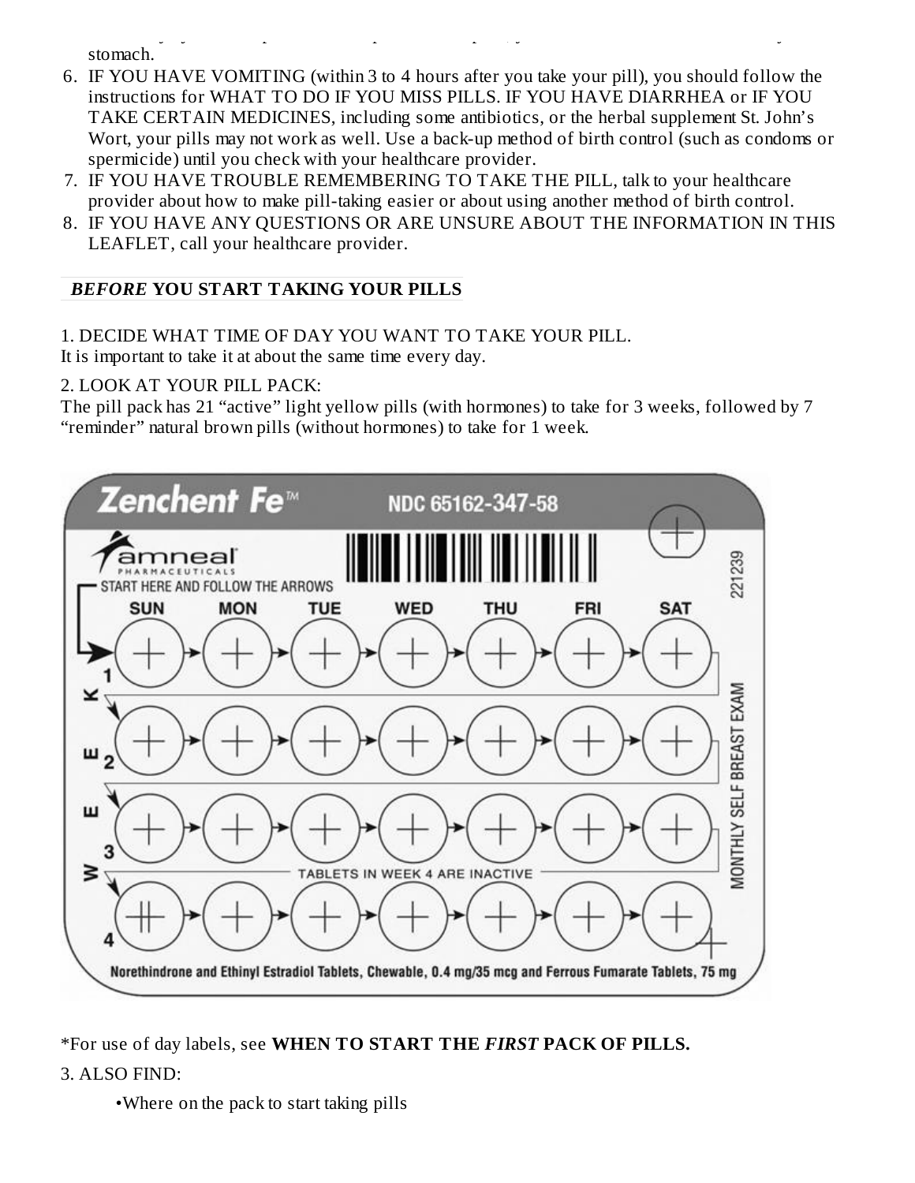stomach.

6. IF YOU HAVE VOMITING (within 3 to 4 hours after you take your pill), you should follow the instructions for WHAT TO DO IF YOU MISS PILLS. IF YOU HAVE DIARRHEA or IF YOU TAKE CERTAIN MEDICINES, including some antibiotics, or the herbal supplement St. John's Wort, your pills may not work as well. Use a back-up method of birth control (such as condoms or spermicide) until you check with your healthcare provider.
7. IF YOU HAVE TROUBLE REMEMBERING TO TAKE THE PILL, talk to your healthcare provider about how to make pill-taking easier or about using another method of birth control.
8. IF YOU HAVE ANY QUESTIONS OR ARE UNSURE ABOUT THE INFORMATION IN THIS LEAFLET, call your healthcare provider.

## *BEFORE* YOU START TAKING YOUR PILLS

1. DECIDE WHAT TIME OF DAY YOU WANT TO TAKE YOUR PILL.

It is important to take it at about the same time every day.

2. LOOK AT YOUR PILL PACK:

The pill pack has 21 "active" light yellow pills (with hormones) to take for 3 weeks, followed by 7 "reminder" natural brown pills (without hormones) to take for 1 week.

Zenchent Fe™ NDC 65162-347-58

amneal PHARMACEUTICALS

START HERE AND FOLLOW THE ARROWS

SUN MON TUE WED THU FRI SAT

WEEK 1 2 3 4

TABLETS IN WEEK 4 ARE INACTIVE

MONTHLY SELF BREAST EXAM

221239

Norethindrone and Ethinyl Estradiol Tablets, Chewable, 0.4 mg/35 mcg and Ferrous Fumarate Tablets, 75 mg

*For use of day labels, see **WHEN TO START THE *FIRST* PACK OF PILLS.**

3. ALSO FIND:

- Where on the pack to start taking pills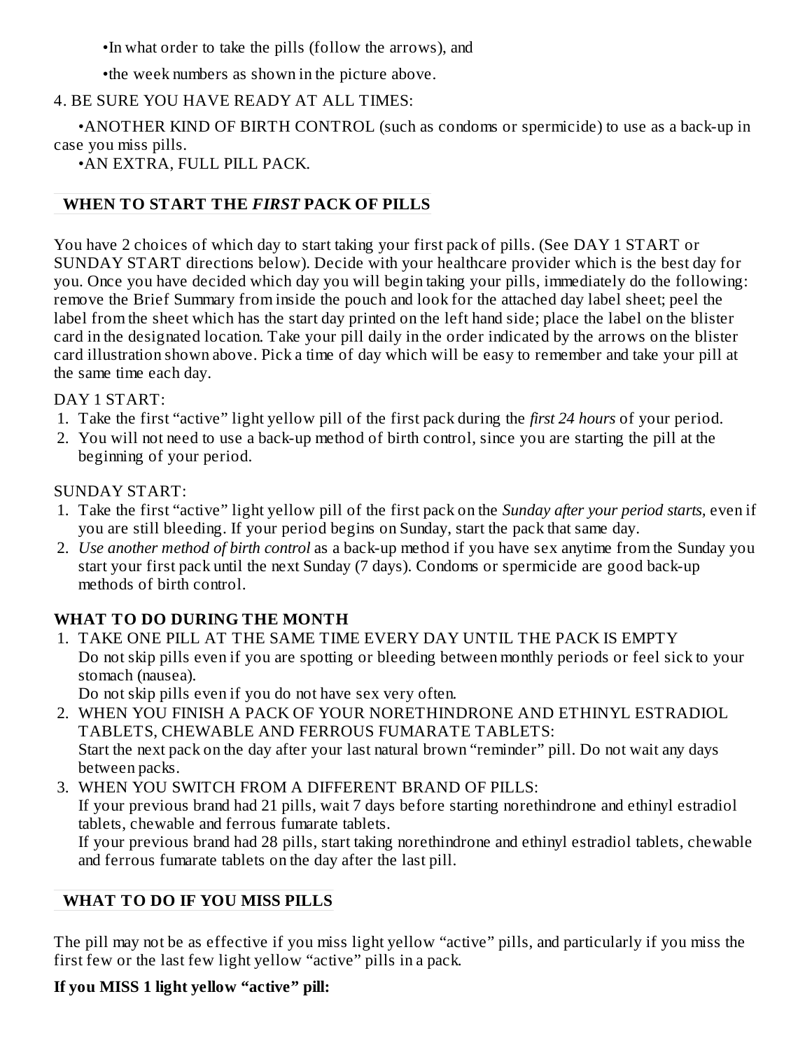- In what order to take the pills (follow the arrows), and
- the week numbers as shown in the picture above.

4. BE SURE YOU HAVE READY AT ALL TIMES:

- ANOTHER KIND OF BIRTH CONTROL (such as condoms or spermicide) to use as a back-up in case you miss pills.
- AN EXTRA, FULL PILL PACK.

## WHEN TO START THE *FIRST* PACK OF PILLS

You have 2 choices of which day to start taking your first pack of pills. (See DAY 1 START or SUNDAY START directions below). Decide with your healthcare provider which is the best day for you. Once you have decided which day you will begin taking your pills, immediately do the following: remove the Brief Summary from inside the pouch and look for the attached day label sheet; peel the label from the sheet which has the start day printed on the left hand side; place the label on the blister card in the designated location. Take your pill daily in the order indicated by the arrows on the blister card illustration shown above. Pick a time of day which will be easy to remember and take your pill at the same time each day.

DAY 1 START:

1. Take the first "active" light yellow pill of the first pack during the *first 24 hours* of your period.
2. You will not need to use a back-up method of birth control, since you are starting the pill at the beginning of your period.

SUNDAY START:

1. Take the first "active" light yellow pill of the first pack on the *Sunday after your period starts*, even if you are still bleeding. If your period begins on Sunday, start the pack that same day.
2. *Use another method of birth control* as a back-up method if you have sex anytime from the Sunday you start your first pack until the next Sunday (7 days). Condoms or spermicide are good back-up methods of birth control.

**WHAT TO DO DURING THE MONTH**

1. TAKE ONE PILL AT THE SAME TIME EVERY DAY UNTIL THE PACK IS EMPTY
   Do not skip pills even if you are spotting or bleeding between monthly periods or feel sick to your stomach (nausea).
   Do not skip pills even if you do not have sex very often.
2. WHEN YOU FINISH A PACK OF YOUR NORETHINDRONE AND ETHINYL ESTRADIOL TABLETS, CHEWABLE AND FERROUS FUMARATE TABLETS:
   Start the next pack on the day after your last natural brown "reminder" pill. Do not wait any days between packs.
3. WHEN YOU SWITCH FROM A DIFFERENT BRAND OF PILLS:
   If your previous brand had 21 pills, wait 7 days before starting norethindrone and ethinyl estradiol tablets, chewable and ferrous fumarate tablets.
   If your previous brand had 28 pills, start taking norethindrone and ethinyl estradiol tablets, chewable and ferrous fumarate tablets on the day after the last pill.

## WHAT TO DO IF YOU MISS PILLS

The pill may not be as effective if you miss light yellow "active" pills, and particularly if you miss the first few or the last few light yellow "active" pills in a pack.

**If you MISS 1 light yellow "active" pill:**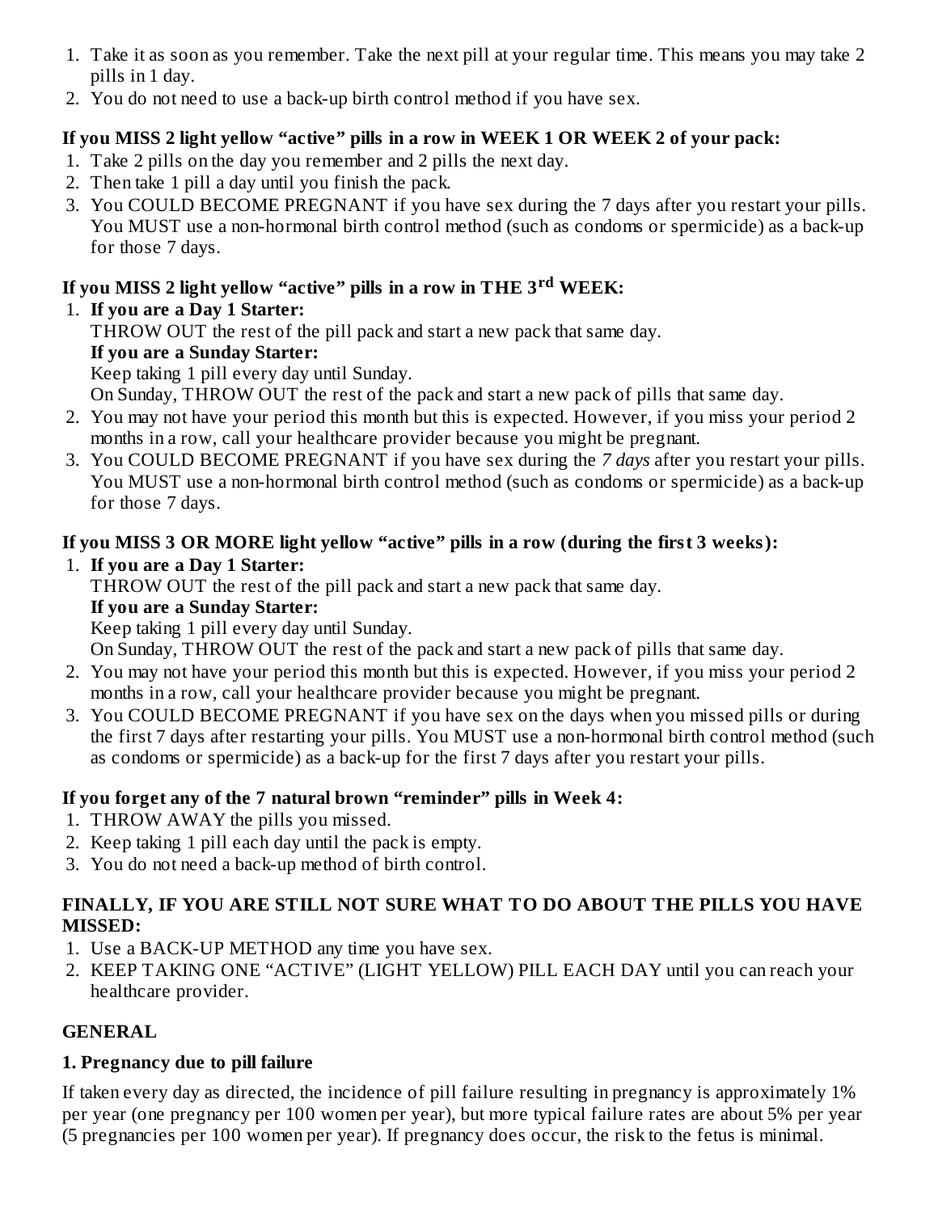1. Take it as soon as you remember. Take the next pill at your regular time. This means you may take 2 pills in 1 day.
2. You do not need to use a back-up birth control method if you have sex.

**If you MISS 2 light yellow "active" pills in a row in WEEK 1 OR WEEK 2 of your pack:**

1. Take 2 pills on the day you remember and 2 pills the next day.
2. Then take 1 pill a day until you finish the pack.
3. You COULD BECOME PREGNANT if you have sex during the 7 days after you restart your pills. You MUST use a non-hormonal birth control method (such as condoms or spermicide) as a back-up for those 7 days.

**If you MISS 2 light yellow "active" pills in a row in THE 3rd WEEK:**

1. **If you are a Day 1 Starter:**
   THROW OUT the rest of the pill pack and start a new pack that same day.
   **If you are a Sunday Starter:**
   Keep taking 1 pill every day until Sunday.
   On Sunday, THROW OUT the rest of the pack and start a new pack of pills that same day.
2. You may not have your period this month but this is expected. However, if you miss your period 2 months in a row, call your healthcare provider because you might be pregnant.
3. You COULD BECOME PREGNANT if you have sex during the *7 days* after you restart your pills. You MUST use a non-hormonal birth control method (such as condoms or spermicide) as a back-up for those 7 days.

**If you MISS 3 OR MORE light yellow "active" pills in a row (during the first 3 weeks):**

1. **If you are a Day 1 Starter:**
   THROW OUT the rest of the pill pack and start a new pack that same day.
   **If you are a Sunday Starter:**
   Keep taking 1 pill every day until Sunday.
   On Sunday, THROW OUT the rest of the pack and start a new pack of pills that same day.
2. You may not have your period this month but this is expected. However, if you miss your period 2 months in a row, call your healthcare provider because you might be pregnant.
3. You COULD BECOME PREGNANT if you have sex on the days when you missed pills or during the first 7 days after restarting your pills. You MUST use a non-hormonal birth control method (such as condoms or spermicide) as a back-up for the first 7 days after you restart your pills.

**If you forget any of the 7 natural brown "reminder" pills in Week 4:**

1. THROW AWAY the pills you missed.
2. Keep taking 1 pill each day until the pack is empty.
3. You do not need a back-up method of birth control.

**FINALLY, IF YOU ARE STILL NOT SURE WHAT TO DO ABOUT THE PILLS YOU HAVE MISSED:**

1. Use a BACK-UP METHOD any time you have sex.
2. KEEP TAKING ONE "ACTIVE" (LIGHT YELLOW) PILL EACH DAY until you can reach your healthcare provider.

**GENERAL**

**1. Pregnancy due to pill failure**

If taken every day as directed, the incidence of pill failure resulting in pregnancy is approximately 1% per year (one pregnancy per 100 women per year), but more typical failure rates are about 5% per year (5 pregnancies per 100 women per year). If pregnancy does occur, the risk to the fetus is minimal.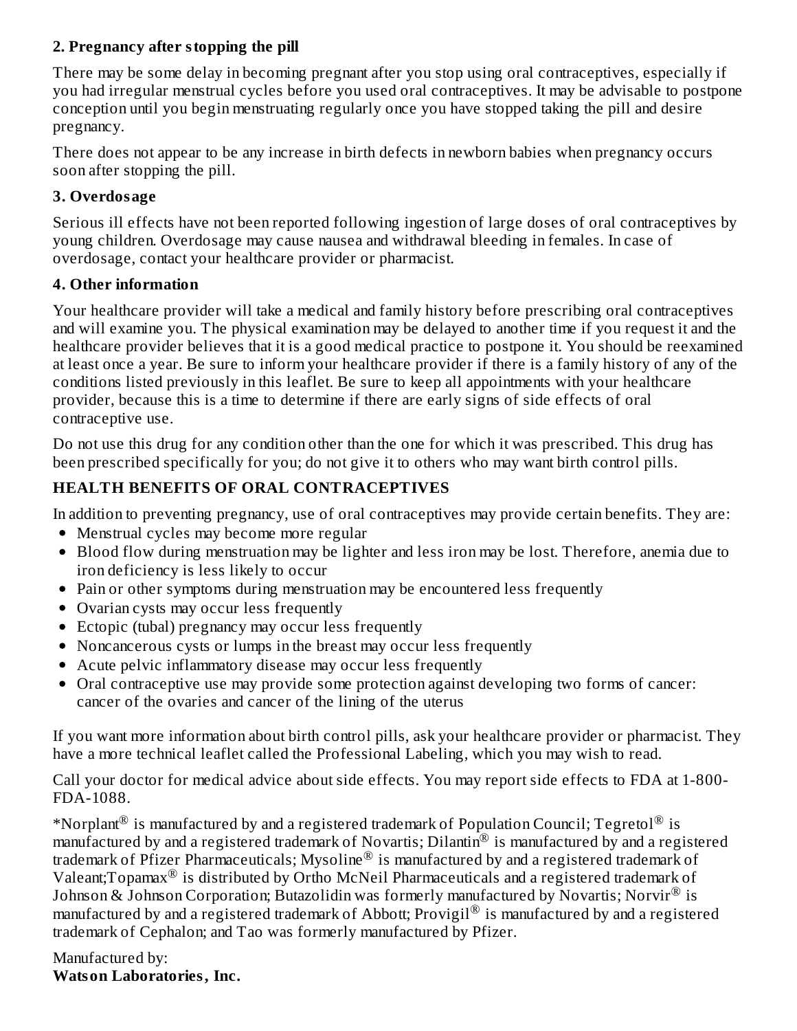### 2. Pregnancy after stopping the pill

There may be some delay in becoming pregnant after you stop using oral contraceptives, especially if you had irregular menstrual cycles before you used oral contraceptives. It may be advisable to postpone conception until you begin menstruating regularly once you have stopped taking the pill and desire pregnancy.

There does not appear to be any increase in birth defects in newborn babies when pregnancy occurs soon after stopping the pill.

### 3. Overdosage

Serious ill effects have not been reported following ingestion of large doses of oral contraceptives by young children. Overdosage may cause nausea and withdrawal bleeding in females. In case of overdosage, contact your healthcare provider or pharmacist.

### 4. Other information

Your healthcare provider will take a medical and family history before prescribing oral contraceptives and will examine you. The physical examination may be delayed to another time if you request it and the healthcare provider believes that it is a good medical practice to postpone it. You should be reexamined at least once a year. Be sure to inform your healthcare provider if there is a family history of any of the conditions listed previously in this leaflet. Be sure to keep all appointments with your healthcare provider, because this is a time to determine if there are early signs of side effects of oral contraceptive use.

Do not use this drug for any condition other than the one for which it was prescribed. This drug has been prescribed specifically for you; do not give it to others who may want birth control pills.

## HEALTH BENEFITS OF ORAL CONTRACEPTIVES

In addition to preventing pregnancy, use of oral contraceptives may provide certain benefits. They are:

- Menstrual cycles may become more regular
- Blood flow during menstruation may be lighter and less iron may be lost. Therefore, anemia due to iron deficiency is less likely to occur
- Pain or other symptoms during menstruation may be encountered less frequently
- Ovarian cysts may occur less frequently
- Ectopic (tubal) pregnancy may occur less frequently
- Noncancerous cysts or lumps in the breast may occur less frequently
- Acute pelvic inflammatory disease may occur less frequently
- Oral contraceptive use may provide some protection against developing two forms of cancer: cancer of the ovaries and cancer of the lining of the uterus

If you want more information about birth control pills, ask your healthcare provider or pharmacist. They have a more technical leaflet called the Professional Labeling, which you may wish to read.

Call your doctor for medical advice about side effects. You may report side effects to FDA at 1-800-FDA-1088.

*Norplant® is manufactured by and a registered trademark of Population Council; Tegretol® is manufactured by and a registered trademark of Novartis; Dilantin® is manufactured by and a registered trademark of Pfizer Pharmaceuticals; Mysoline® is manufactured by and a registered trademark of Valeant;Topamax® is distributed by Ortho McNeil Pharmaceuticals and a registered trademark of Johnson & Johnson Corporation; Butazolidin was formerly manufactured by Novartis; Norvir® is manufactured by and a registered trademark of Abbott; Provigil® is manufactured by and a registered trademark of Cephalon; and Tao was formerly manufactured by Pfizer.

Manufactured by:
**Watson Laboratories, Inc.**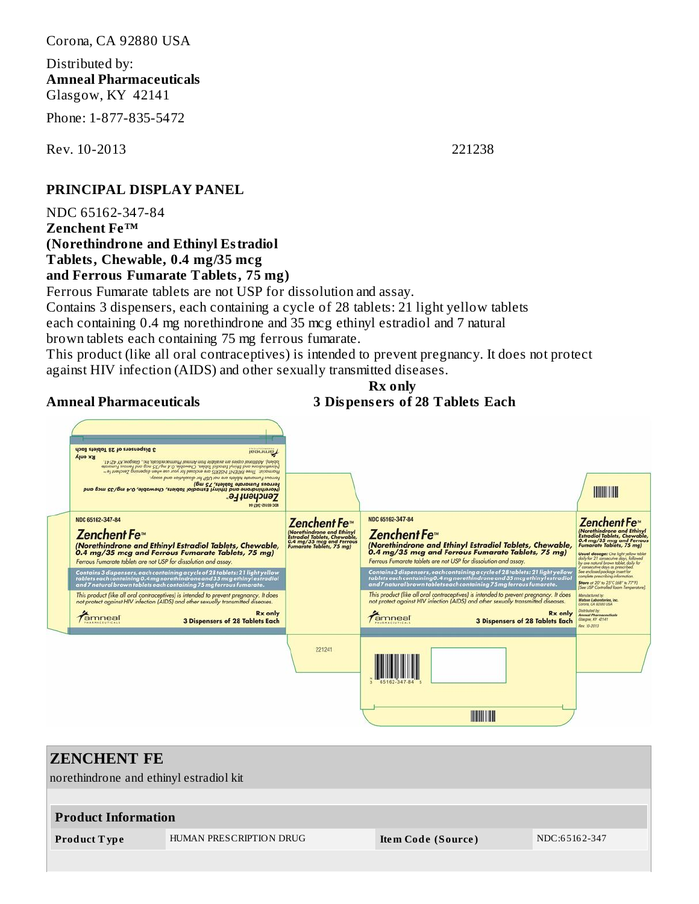Corona, CA 92880 USA

Distributed by:
**Amneal Pharmaceuticals**
Glasgow, KY 42141

Phone: 1-877-835-5472

Rev. 10-2013 221238

## PRINCIPAL DISPLAY PANEL

NDC 65162-347-84
**Zenchent Fe™**
**(Norethindrone and Ethinyl Estradiol**
**Tablets, Chewable, 0.4 mg/35 mcg**
**and Ferrous Fumarate Tablets, 75 mg)**
Ferrous Fumarate tablets are not USP for dissolution and assay.
Contains 3 dispensers, each containing a cycle of 28 tablets: 21 light yellow tablets each containing 0.4 mg norethindrone and 35 mcg ethinyl estradiol and 7 natural brown tablets each containing 75 mg ferrous fumarate.
This product (like all oral contraceptives) is intended to prevent pregnancy. It does not protect against HIV infection (AIDS) and other sexually transmitted diseases.

**Rx only**

**Amneal Pharmaceuticals** **3 Dispensers of 28 Tablets Each**

## ZENCHENT FE

norethindrone and ethinyl estradiol kit

| **Product Information** | | | |
|---|---|---|---|
| **Product Type** | HUMAN PRESCRIPTION DRUG | **Item Code (Source)** | NDC:65162-347 |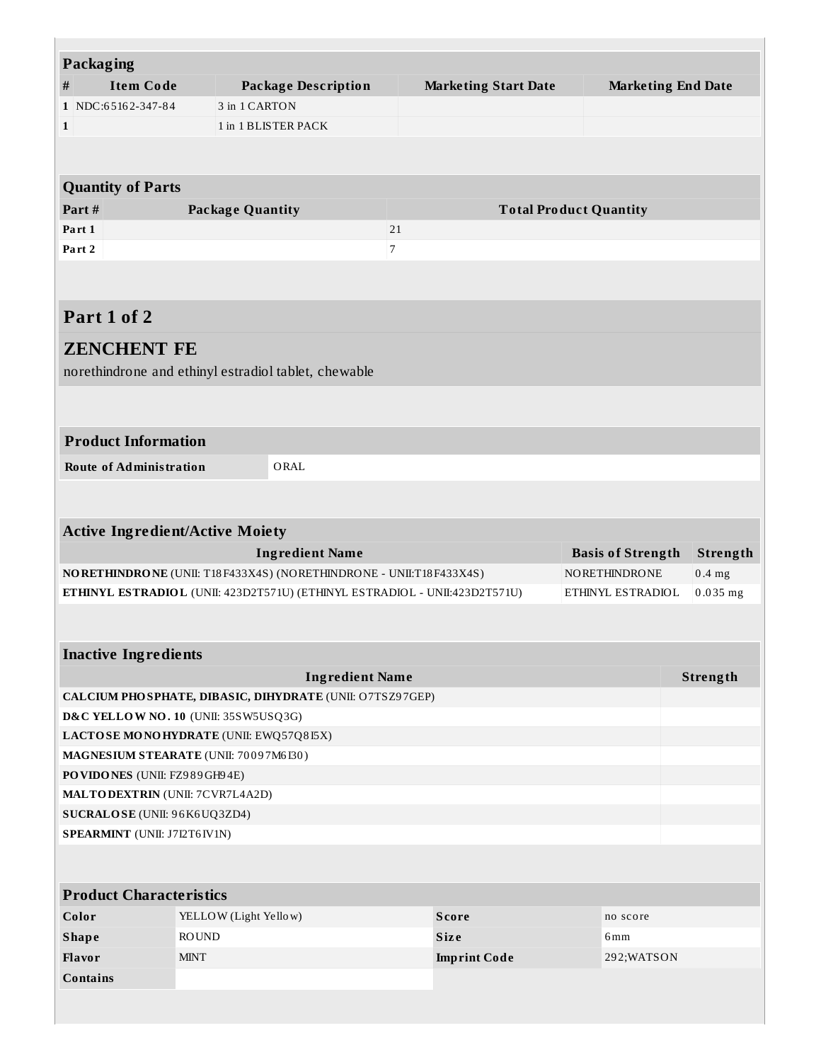| Packaging | | | | |
|---|---|---|---|---|
| # | Item Code | Package Description | Marketing Start Date | Marketing End Date |
| 1 | NDC:65162-347-84 | 3 in 1 CARTON | | |
| 1 | | 1 in 1 BLISTER PACK | | |

| Quantity of Parts | | |
|---|---|---|
| Part # | Package Quantity | Total Product Quantity |
| Part 1 | | 21 |
| Part 2 | | 7 |

## Part 1 of 2

## ZENCHENT FE

norethindrone and ethinyl estradiol tablet, chewable

| Product Information | |
|---|---|
| Route of Administration | ORAL |

| Active Ingredient/Active Moiety | | |
|---|---|---|
| Ingredient Name | Basis of Strength | Strength |
| **NORETHINDRONE** (UNII: T18F433X4S) (NORETHINDRONE - UNII:T18F433X4S) | NORETHINDRONE | 0.4 mg |
| **ETHINYL ESTRADIOL** (UNII: 423D2T571U) (ETHINYL ESTRADIOL - UNII:423D2T571U) | ETHINYL ESTRADIOL | 0.035 mg |

| Inactive Ingredients | |
|---|---|
| Ingredient Name | Strength |
| **CALCIUM PHOSPHATE, DIBASIC, DIHYDRATE** (UNII: O7TSZ97GEP) | |
| **D&C YELLOW NO. 10** (UNII: 35SW5USQ3G) | |
| **LACTOSE MONOHYDRATE** (UNII: EWQ57Q8I5X) | |
| **MAGNESIUM STEARATE** (UNII: 70097M6I30) | |
| **POVIDONES** (UNII: FZ989GH94E) | |
| **MALTODEXTRIN** (UNII: 7CVR7L4A2D) | |
| **SUCRALOSE** (UNII: 96K6UQ3ZD4) | |
| **SPEARMINT** (UNII: J7I2T6IV1N) | |

| Product Characteristics | | | |
|---|---|---|---|
| Color | YELLOW (Light Yellow) | Score | no score |
| Shape | ROUND | Size | 6mm |
| Flavor | MINT | Imprint Code | 292;WATSON |
| Contains | | | |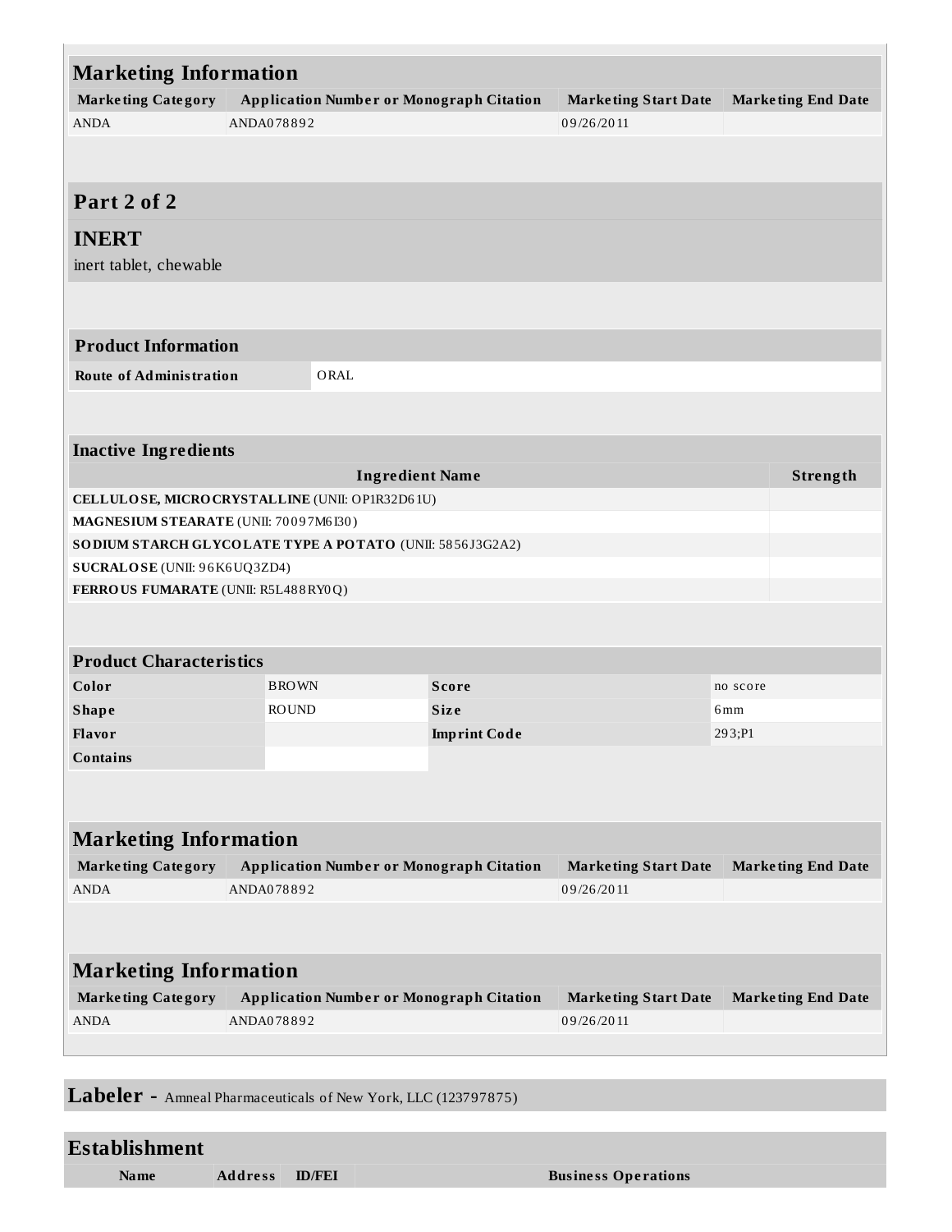## Marketing Information

| Marketing Category | Application Number or Monograph Citation | Marketing Start Date | Marketing End Date |
|---|---|---|---|
| ANDA | ANDA078892 | 09/26/2011 | |

## Part 2 of 2

## INERT

inert tablet, chewable

### Product Information

| Route of Administration | ORAL |
|---|---|

### Inactive Ingredients

| Ingredient Name | Strength |
|---|---|
| **CELLULOSE, MICROCRYSTALLINE** (UNII: OP1R32D61U) | |
| **MAGNESIUM STEARATE** (UNII: 70097M6I30) | |
| **SODIUM STARCH GLYCOLATE TYPE A POTATO** (UNII: 5856J3G2A2) | |
| **SUCRALOSE** (UNII: 96K6UQ3ZD4) | |
| **FERROUS FUMARATE** (UNII: R5L488RY0Q) | |

### Product Characteristics

| Color | BROWN | Score | no score |
|---|---|---|---|
| Shape | ROUND | Size | 6mm |
| Flavor | | Imprint Code | 293;P1 |
| Contains | | | |

## Marketing Information

| Marketing Category | Application Number or Monograph Citation | Marketing Start Date | Marketing End Date |
|---|---|---|---|
| ANDA | ANDA078892 | 09/26/2011 | |

## Marketing Information

| Marketing Category | Application Number or Monograph Citation | Marketing Start Date | Marketing End Date |
|---|---|---|---|
| ANDA | ANDA078892 | 09/26/2011 | |

## Labeler - Amneal Pharmaceuticals of New York, LLC (123797875)

## Establishment

| Name | Address | ID/FEI | Business Operations |
|---|---|---|---|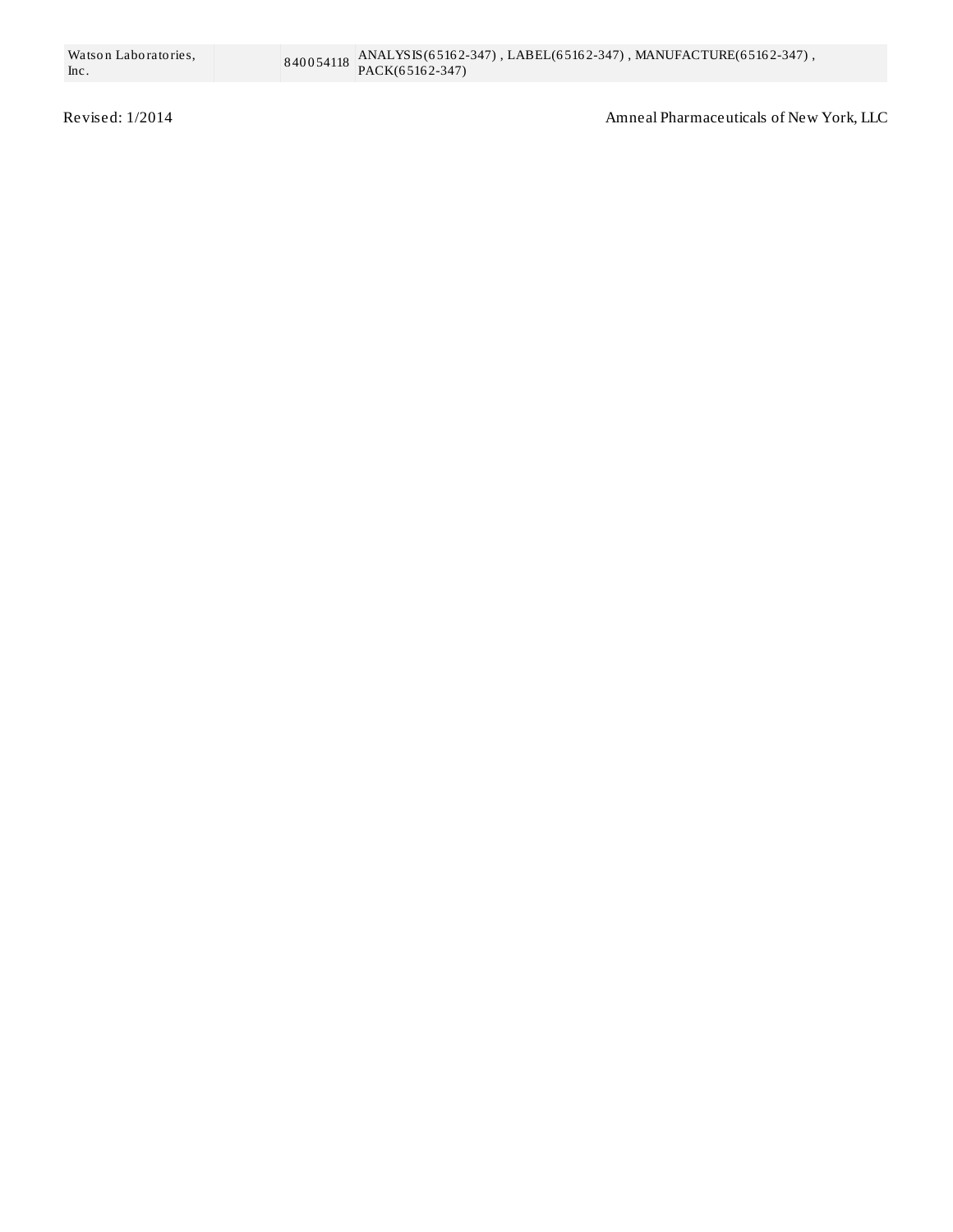| | | | |
|---|---|---|---|
| Watson Laboratories, Inc. | | 840054118 | ANALYSIS(65162-347) , LABEL(65162-347) , MANUFACTURE(65162-347) , PACK(65162-347) |

Revised: 1/2014

Amneal Pharmaceuticals of New York, LLC